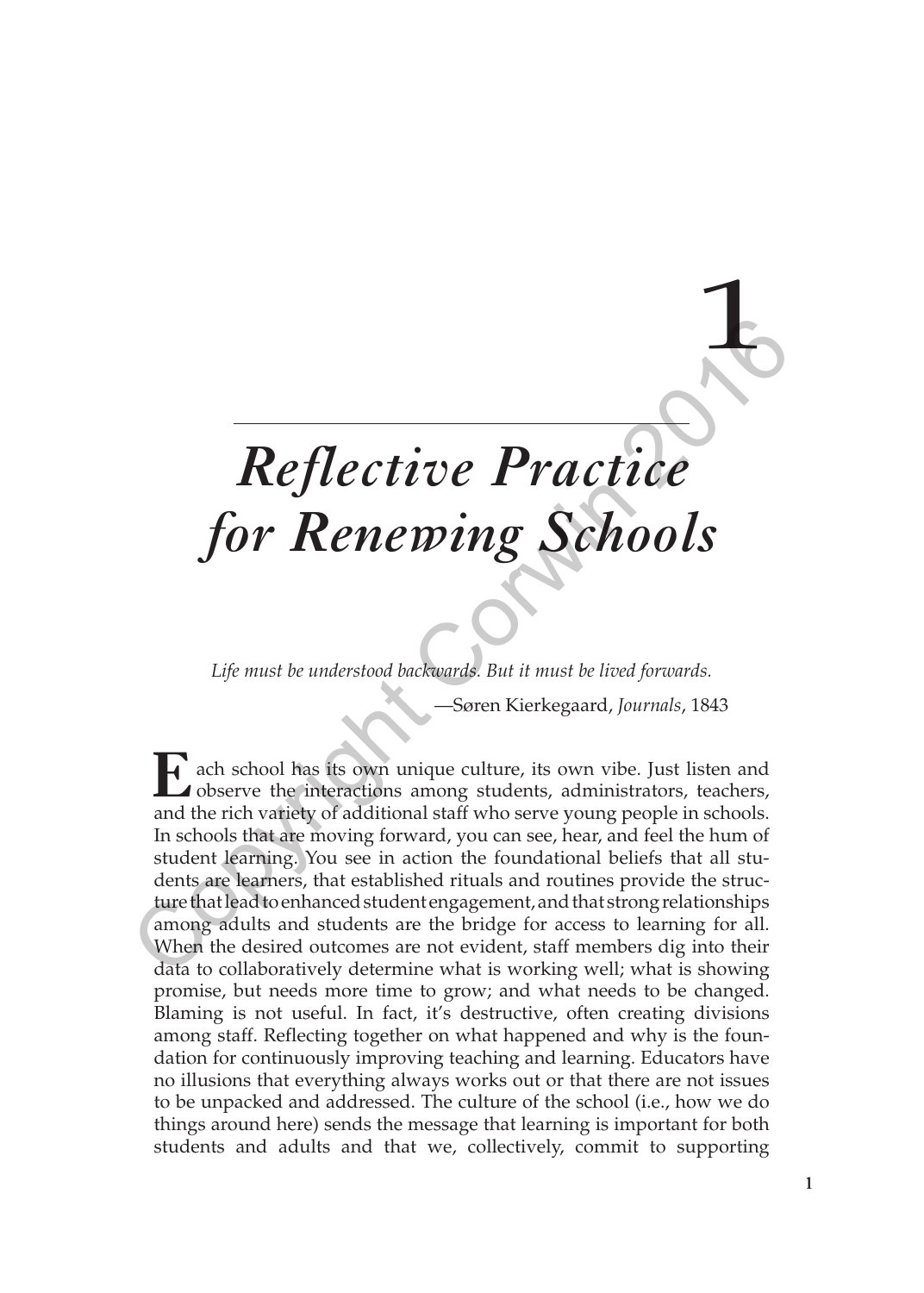# 1

# *Reflective Practice for Renewing Schools*

*Life must be understood backwards. But it must be lived forwards.*

—Søren Kierkegaard, *Journals*, 1843

Each school has its own unique culture, its own vibe. Just listen and observe the interactions among students, administrators, teachers, and the rich variety of additional staff who serve young people in schools. In schools that are moving forward, you can see, hear, and feel the hum of student learning. You see in action the foundational beliefs that all students are learners, that established rituals and routines provide the structure that lead to enhanced student engagement, and that strong relationships among adults and students are the bridge for access to learning for all. When the desired outcomes are not evident, staff members dig into their data to collaboratively determine what is working well; what is showing promise, but needs more time to grow; and what needs to be changed. Blaming is not useful. In fact, it's destructive, often creating divisions among staff. Reflecting together on what happened and why is the foundation for continuously improving teaching and learning. Educators have no illusions that everything always works out or that there are not issues to be unpacked and addressed. The culture of the school (i.e., how we do things around here) sends the message that learning is important for both students and adults and that we, collectively, commit to supporting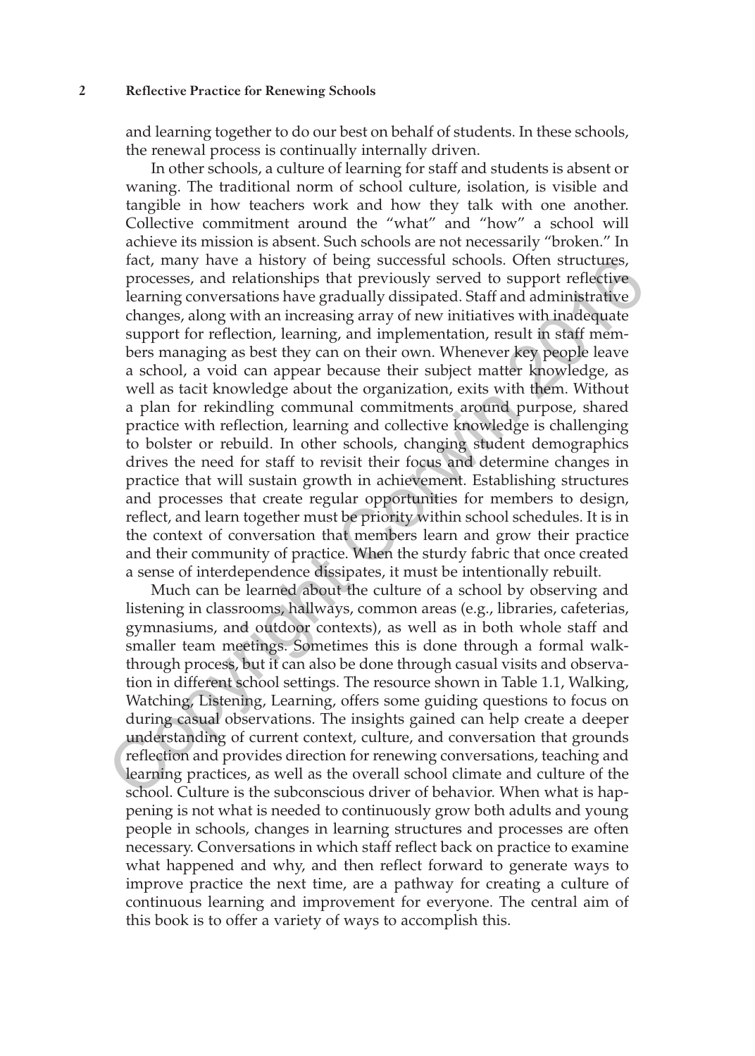and learning together to do our best on behalf of students. In these schools, the renewal process is continually internally driven.

In other schools, a culture of learning for staff and students is absent or waning. The traditional norm of school culture, isolation, is visible and tangible in how teachers work and how they talk with one another. Collective commitment around the "what" and "how" a school will achieve its mission is absent. Such schools are not necessarily "broken." In fact, many have a history of being successful schools. Often structures, processes, and relationships that previously served to support reflective learning conversations have gradually dissipated. Staff and administrative changes, along with an increasing array of new initiatives with inadequate support for reflection, learning, and implementation, result in staff members managing as best they can on their own. Whenever key people leave a school, a void can appear because their subject matter knowledge, as well as tacit knowledge about the organization, exits with them. Without a plan for rekindling communal commitments around purpose, shared practice with reflection, learning and collective knowledge is challenging to bolster or rebuild. In other schools, changing student demographics drives the need for staff to revisit their focus and determine changes in practice that will sustain growth in achievement. Establishing structures and processes that create regular opportunities for members to design, reflect, and learn together must be priority within school schedules. It is in the context of conversation that members learn and grow their practice and their community of practice. When the sturdy fabric that once created a sense of interdependence dissipates, it must be intentionally rebuilt.

Much can be learned about the culture of a school by observing and listening in classrooms, hallways, common areas (e.g., libraries, cafeterias, gymnasiums, and outdoor contexts), as well as in both whole staff and smaller team meetings. Sometimes this is done through a formal walk-through process, but it can also be done through casual visits and observation in different school settings. The resource shown in Table 1.1, Walking, Watching, Listening, Learning, offers some guiding questions to focus on during casual observations. The insights gained can help create a deeper understanding of current context, culture, and conversation that grounds reflection and provides direction for renewing conversations, teaching and learning practices, as well as the overall school climate and culture of the school. Culture is the subconscious driver of behavior. When what is happening is not what is needed to continuously grow both adults and young people in schools, changes in learning structures and processes are often necessary. Conversations in which staff reflect back on practice to examine what happened and why, and then reflect forward to generate ways to improve practice the next time, are a pathway for creating a culture of continuous learning and improvement for everyone. The central aim of this book is to offer a variety of ways to accomplish this.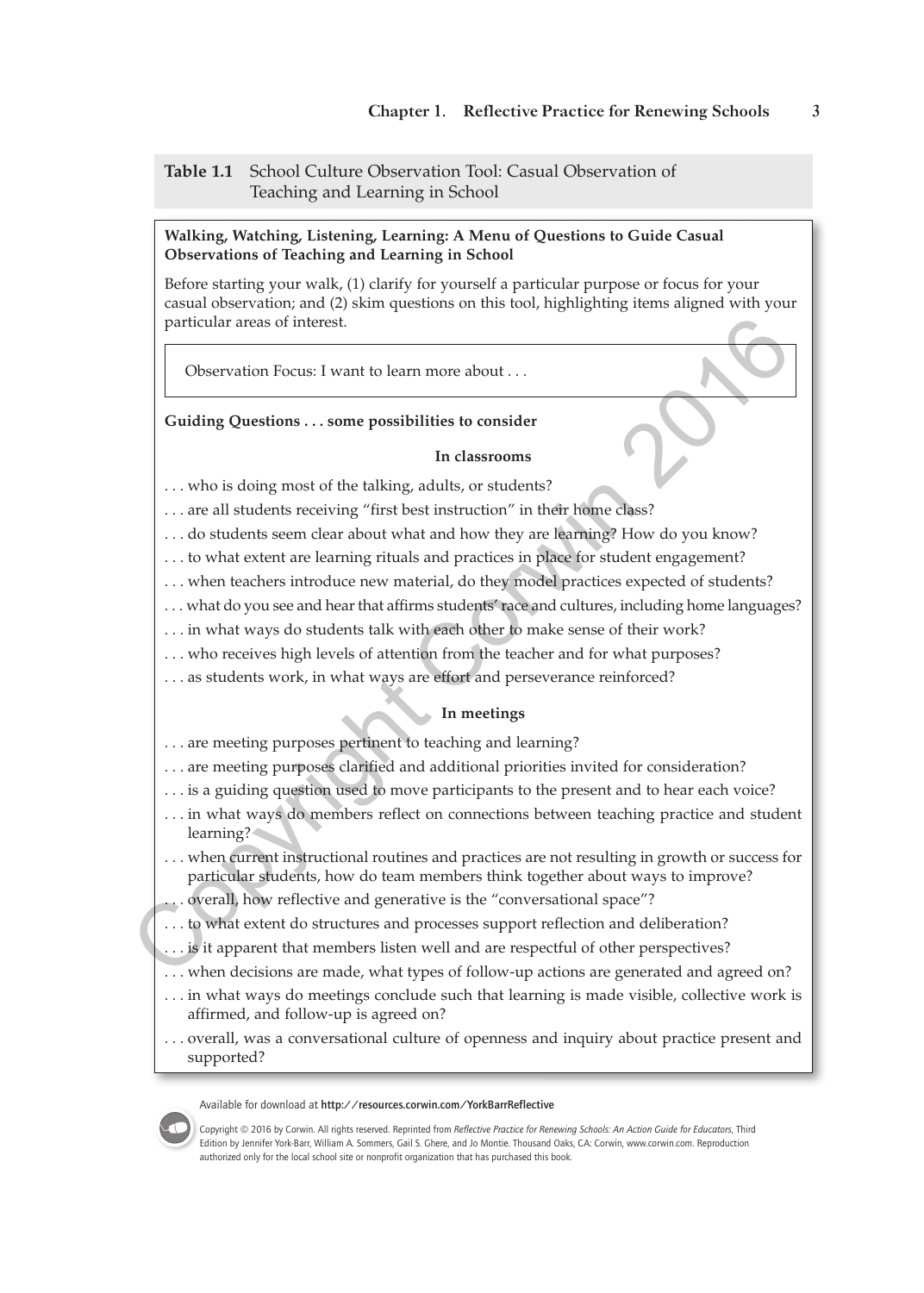**Table 1.1** School Culture Observation Tool: Casual Observation of Teaching and Learning in School

**Walking, Watching, Listening, Learning: A Menu of Questions to Guide Casual Observations of Teaching and Learning in School**

Before starting your walk, (1) clarify for yourself a particular purpose or focus for your casual observation; and (2) skim questions on this tool, highlighting items aligned with your particular areas of interest.

> Observation Focus: I want to learn more about . . .

**Guiding Questions . . . some possibilities to consider**

**In classrooms**

. . . who is doing most of the talking, adults, or students?

. . . are all students receiving "first best instruction" in their home class?

. . . do students seem clear about what and how they are learning? How do you know?

. . . to what extent are learning rituals and practices in place for student engagement?

. . . when teachers introduce new material, do they model practices expected of students?

. . . what do you see and hear that affirms students' race and cultures, including home languages?

. . . in what ways do students talk with each other to make sense of their work?

. . . who receives high levels of attention from the teacher and for what purposes?

. . . as students work, in what ways are effort and perseverance reinforced?

**In meetings**

. . . are meeting purposes pertinent to teaching and learning?

. . . are meeting purposes clarified and additional priorities invited for consideration?

. . . is a guiding question used to move participants to the present and to hear each voice?

. . . in what ways do members reflect on connections between teaching practice and student learning?

. . . when current instructional routines and practices are not resulting in growth or success for particular students, how do team members think together about ways to improve?

. . . overall, how reflective and generative is the "conversational space"?

. . . to what extent do structures and processes support reflection and deliberation?

. . . is it apparent that members listen well and are respectful of other perspectives?

. . . when decisions are made, what types of follow-up actions are generated and agreed on?

. . . in what ways do meetings conclude such that learning is made visible, collective work is affirmed, and follow-up is agreed on?

. . . overall, was a conversational culture of openness and inquiry about practice present and supported?

Available for download at **http://resources.corwin.com/YorkBarrReflective**

Copyright © 2016 by Corwin. All rights reserved. Reprinted from *Reflective Practice for Renewing Schools: An Action Guide for Educators*, Third Edition by Jennifer York-Barr, William A. Sommers, Gail S. Ghere, and Jo Montie. Thousand Oaks, CA: Corwin, www.corwin.com. Reproduction authorized only for the local school site or nonprofit organization that has purchased this book.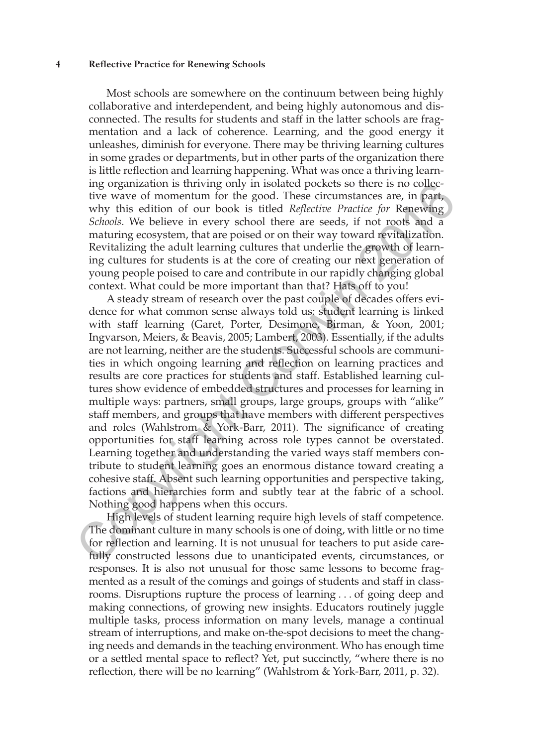Most schools are somewhere on the continuum between being highly collaborative and interdependent, and being highly autonomous and disconnected. The results for students and staff in the latter schools are fragmentation and a lack of coherence. Learning, and the good energy it unleashes, diminish for everyone. There may be thriving learning cultures in some grades or departments, but in other parts of the organization there is little reflection and learning happening. What was once a thriving learning organization is thriving only in isolated pockets so there is no collective wave of momentum for the good. These circumstances are, in part, why this edition of our book is titled *Reflective Practice for* Renewing *Schools*. We believe in every school there are seeds, if not roots and a maturing ecosystem, that are poised or on their way toward revitalization. Revitalizing the adult learning cultures that underlie the growth of learning cultures for students is at the core of creating our next generation of young people poised to care and contribute in our rapidly changing global context. What could be more important than that? Hats off to you!

A steady stream of research over the past couple of decades offers evidence for what common sense always told us: student learning is linked with staff learning (Garet, Porter, Desimone, Birman, & Yoon, 2001; Ingvarson, Meiers, & Beavis, 2005; Lambert, 2003). Essentially, if the adults are not learning, neither are the students. Successful schools are communities in which ongoing learning and reflection on learning practices and results are core practices for students and staff. Established learning cultures show evidence of embedded structures and processes for learning in multiple ways: partners, small groups, large groups, groups with "alike" staff members, and groups that have members with different perspectives and roles (Wahlstrom & York-Barr, 2011). The significance of creating opportunities for staff learning across role types cannot be overstated. Learning together and understanding the varied ways staff members contribute to student learning goes an enormous distance toward creating a cohesive staff. Absent such learning opportunities and perspective taking, factions and hierarchies form and subtly tear at the fabric of a school. Nothing good happens when this occurs.

High levels of student learning require high levels of staff competence. The dominant culture in many schools is one of doing, with little or no time for reflection and learning. It is not unusual for teachers to put aside carefully constructed lessons due to unanticipated events, circumstances, or responses. It is also not unusual for those same lessons to become fragmented as a result of the comings and goings of students and staff in classrooms. Disruptions rupture the process of learning . . . of going deep and making connections, of growing new insights. Educators routinely juggle multiple tasks, process information on many levels, manage a continual stream of interruptions, and make on-the-spot decisions to meet the changing needs and demands in the teaching environment. Who has enough time or a settled mental space to reflect? Yet, put succinctly, "where there is no reflection, there will be no learning" (Wahlstrom & York-Barr, 2011, p. 32).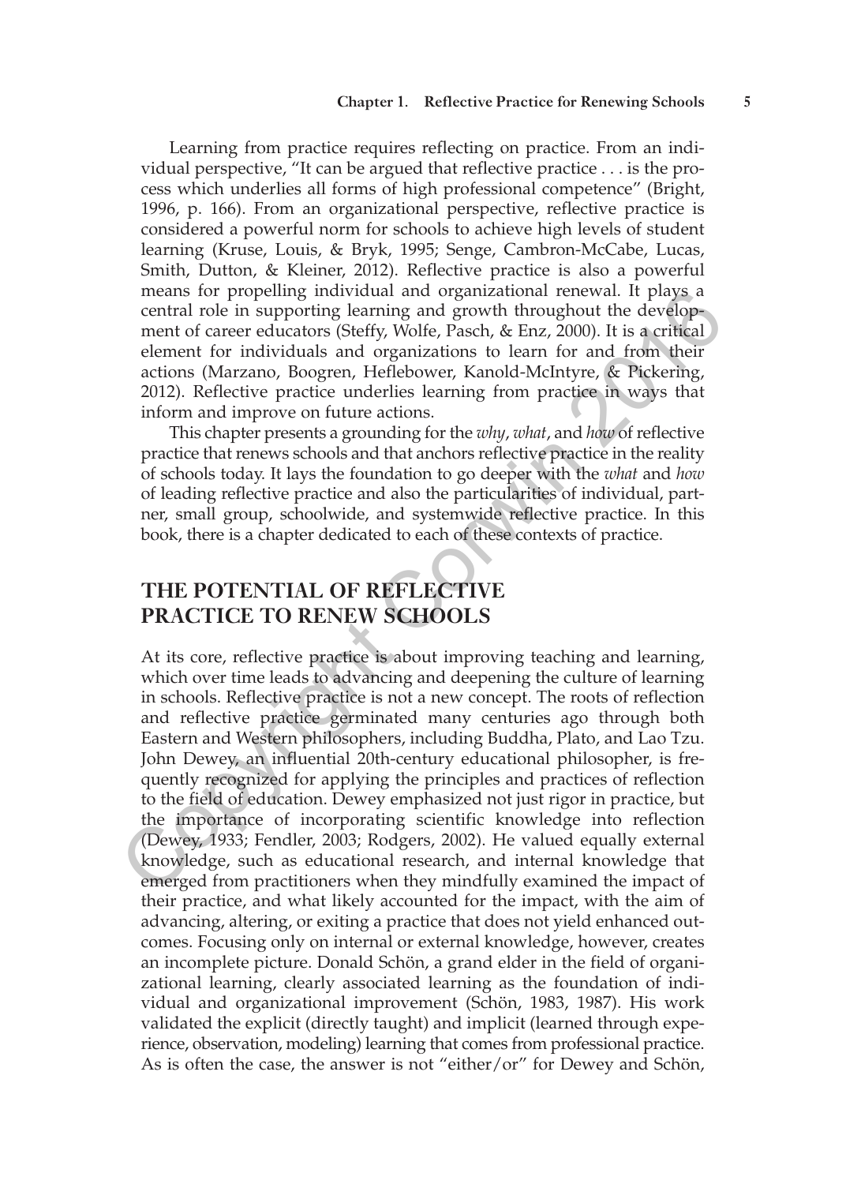Learning from practice requires reflecting on practice. From an individual perspective, "It can be argued that reflective practice . . . is the process which underlies all forms of high professional competence" (Bright, 1996, p. 166). From an organizational perspective, reflective practice is considered a powerful norm for schools to achieve high levels of student learning (Kruse, Louis, & Bryk, 1995; Senge, Cambron-McCabe, Lucas, Smith, Dutton, & Kleiner, 2012). Reflective practice is also a powerful means for propelling individual and organizational renewal. It plays a central role in supporting learning and growth throughout the development of career educators (Steffy, Wolfe, Pasch, & Enz, 2000). It is a critical element for individuals and organizations to learn for and from their actions (Marzano, Boogren, Heflebower, Kanold-McIntyre, & Pickering, 2012). Reflective practice underlies learning from practice in ways that inform and improve on future actions.

This chapter presents a grounding for the *why*, *what*, and *how* of reflective practice that renews schools and that anchors reflective practice in the reality of schools today. It lays the foundation to go deeper with the *what* and *how* of leading reflective practice and also the particularities of individual, partner, small group, schoolwide, and systemwide reflective practice. In this book, there is a chapter dedicated to each of these contexts of practice.

## THE POTENTIAL OF REFLECTIVE PRACTICE TO RENEW SCHOOLS

At its core, reflective practice is about improving teaching and learning, which over time leads to advancing and deepening the culture of learning in schools. Reflective practice is not a new concept. The roots of reflection and reflective practice germinated many centuries ago through both Eastern and Western philosophers, including Buddha, Plato, and Lao Tzu. John Dewey, an influential 20th-century educational philosopher, is frequently recognized for applying the principles and practices of reflection to the field of education. Dewey emphasized not just rigor in practice, but the importance of incorporating scientific knowledge into reflection (Dewey, 1933; Fendler, 2003; Rodgers, 2002). He valued equally external knowledge, such as educational research, and internal knowledge that emerged from practitioners when they mindfully examined the impact of their practice, and what likely accounted for the impact, with the aim of advancing, altering, or exiting a practice that does not yield enhanced outcomes. Focusing only on internal or external knowledge, however, creates an incomplete picture. Donald Schön, a grand elder in the field of organizational learning, clearly associated learning as the foundation of individual and organizational improvement (Schön, 1983, 1987). His work validated the explicit (directly taught) and implicit (learned through experience, observation, modeling) learning that comes from professional practice. As is often the case, the answer is not "either/or" for Dewey and Schön,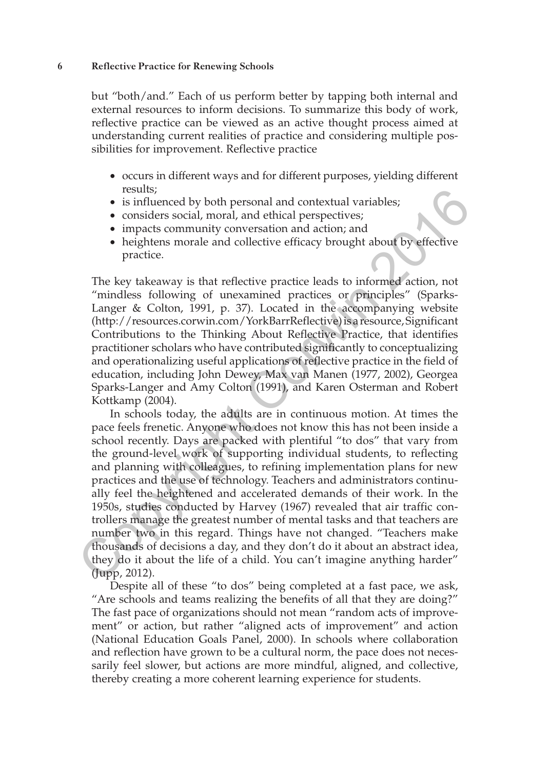but "both/and." Each of us perform better by tapping both internal and external resources to inform decisions. To summarize this body of work, reflective practice can be viewed as an active thought process aimed at understanding current realities of practice and considering multiple possibilities for improvement. Reflective practice

- occurs in different ways and for different purposes, yielding different results;
- is influenced by both personal and contextual variables;
- considers social, moral, and ethical perspectives;
- impacts community conversation and action; and
- heightens morale and collective efficacy brought about by effective practice.

The key takeaway is that reflective practice leads to informed action, not "mindless following of unexamined practices or principles" (Sparks-Langer & Colton, 1991, p. 37). Located in the accompanying website (http://resources.corwin.com/YorkBarrReflective) is a resource, Significant Contributions to the Thinking About Reflective Practice, that identifies practitioner scholars who have contributed significantly to conceptualizing and operationalizing useful applications of reflective practice in the field of education, including John Dewey, Max van Manen (1977, 2002), Georgea Sparks-Langer and Amy Colton (1991), and Karen Osterman and Robert Kottkamp (2004).

In schools today, the adults are in continuous motion. At times the pace feels frenetic. Anyone who does not know this has not been inside a school recently. Days are packed with plentiful "to dos" that vary from the ground-level work of supporting individual students, to reflecting and planning with colleagues, to refining implementation plans for new practices and the use of technology. Teachers and administrators continually feel the heightened and accelerated demands of their work. In the 1950s, studies conducted by Harvey (1967) revealed that air traffic controllers manage the greatest number of mental tasks and that teachers are number two in this regard. Things have not changed. "Teachers make thousands of decisions a day, and they don't do it about an abstract idea, they do it about the life of a child. You can't imagine anything harder" (Jupp, 2012).

Despite all of these "to dos" being completed at a fast pace, we ask, "Are schools and teams realizing the benefits of all that they are doing?" The fast pace of organizations should not mean "random acts of improvement" or action, but rather "aligned acts of improvement" and action (National Education Goals Panel, 2000). In schools where collaboration and reflection have grown to be a cultural norm, the pace does not necessarily feel slower, but actions are more mindful, aligned, and collective, thereby creating a more coherent learning experience for students.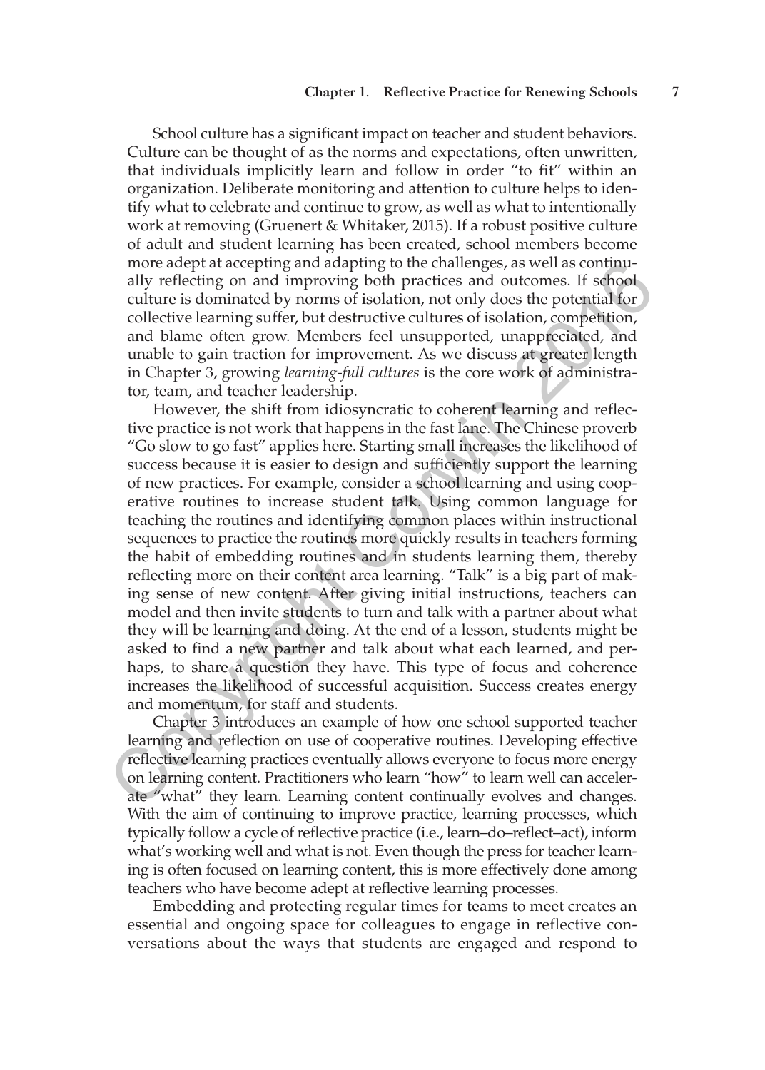School culture has a significant impact on teacher and student behaviors. Culture can be thought of as the norms and expectations, often unwritten, that individuals implicitly learn and follow in order "to fit" within an organization. Deliberate monitoring and attention to culture helps to identify what to celebrate and continue to grow, as well as what to intentionally work at removing (Gruenert & Whitaker, 2015). If a robust positive culture of adult and student learning has been created, school members become more adept at accepting and adapting to the challenges, as well as continually reflecting on and improving both practices and outcomes. If school culture is dominated by norms of isolation, not only does the potential for collective learning suffer, but destructive cultures of isolation, competition, and blame often grow. Members feel unsupported, unappreciated, and unable to gain traction for improvement. As we discuss at greater length in Chapter 3, growing *learning-full cultures* is the core work of administrator, team, and teacher leadership.

However, the shift from idiosyncratic to coherent learning and reflective practice is not work that happens in the fast lane. The Chinese proverb "Go slow to go fast" applies here. Starting small increases the likelihood of success because it is easier to design and sufficiently support the learning of new practices. For example, consider a school learning and using cooperative routines to increase student talk. Using common language for teaching the routines and identifying common places within instructional sequences to practice the routines more quickly results in teachers forming the habit of embedding routines and in students learning them, thereby reflecting more on their content area learning. "Talk" is a big part of making sense of new content. After giving initial instructions, teachers can model and then invite students to turn and talk with a partner about what they will be learning and doing. At the end of a lesson, students might be asked to find a new partner and talk about what each learned, and perhaps, to share a question they have. This type of focus and coherence increases the likelihood of successful acquisition. Success creates energy and momentum, for staff and students.

Chapter 3 introduces an example of how one school supported teacher learning and reflection on use of cooperative routines. Developing effective reflective learning practices eventually allows everyone to focus more energy on learning content. Practitioners who learn "how" to learn well can accelerate "what" they learn. Learning content continually evolves and changes. With the aim of continuing to improve practice, learning processes, which typically follow a cycle of reflective practice (i.e., learn–do–reflect–act), inform what's working well and what is not. Even though the press for teacher learning is often focused on learning content, this is more effectively done among teachers who have become adept at reflective learning processes.

Embedding and protecting regular times for teams to meet creates an essential and ongoing space for colleagues to engage in reflective conversations about the ways that students are engaged and respond to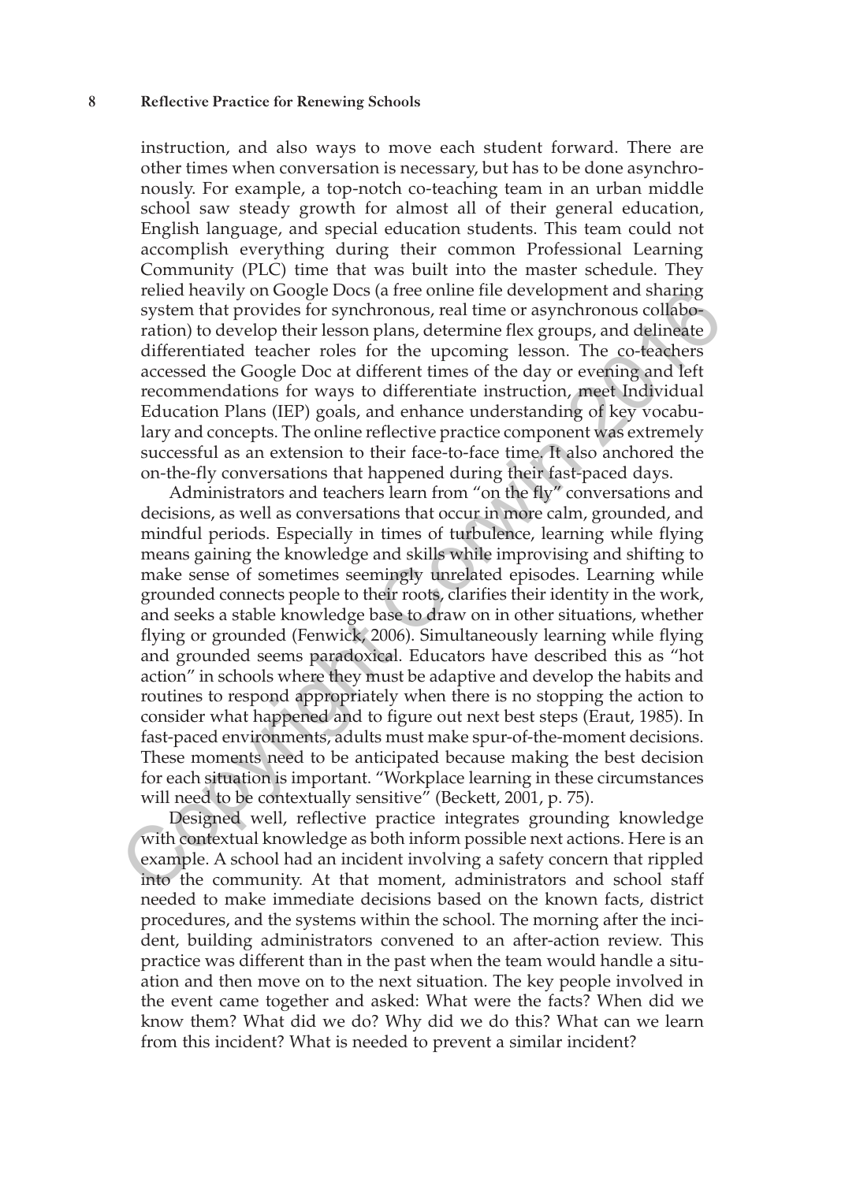instruction, and also ways to move each student forward. There are other times when conversation is necessary, but has to be done asynchronously. For example, a top-notch co-teaching team in an urban middle school saw steady growth for almost all of their general education, English language, and special education students. This team could not accomplish everything during their common Professional Learning Community (PLC) time that was built into the master schedule. They relied heavily on Google Docs (a free online file development and sharing system that provides for synchronous, real time or asynchronous collaboration) to develop their lesson plans, determine flex groups, and delineate differentiated teacher roles for the upcoming lesson. The co-teachers accessed the Google Doc at different times of the day or evening and left recommendations for ways to differentiate instruction, meet Individual Education Plans (IEP) goals, and enhance understanding of key vocabulary and concepts. The online reflective practice component was extremely successful as an extension to their face-to-face time. It also anchored the on-the-fly conversations that happened during their fast-paced days.

Administrators and teachers learn from "on the fly" conversations and decisions, as well as conversations that occur in more calm, grounded, and mindful periods. Especially in times of turbulence, learning while flying means gaining the knowledge and skills while improvising and shifting to make sense of sometimes seemingly unrelated episodes. Learning while grounded connects people to their roots, clarifies their identity in the work, and seeks a stable knowledge base to draw on in other situations, whether flying or grounded (Fenwick, 2006). Simultaneously learning while flying and grounded seems paradoxical. Educators have described this as "hot action" in schools where they must be adaptive and develop the habits and routines to respond appropriately when there is no stopping the action to consider what happened and to figure out next best steps (Eraut, 1985). In fast-paced environments, adults must make spur-of-the-moment decisions. These moments need to be anticipated because making the best decision for each situation is important. "Workplace learning in these circumstances will need to be contextually sensitive" (Beckett, 2001, p. 75).

Designed well, reflective practice integrates grounding knowledge with contextual knowledge as both inform possible next actions. Here is an example. A school had an incident involving a safety concern that rippled into the community. At that moment, administrators and school staff needed to make immediate decisions based on the known facts, district procedures, and the systems within the school. The morning after the incident, building administrators convened to an after-action review. This practice was different than in the past when the team would handle a situation and then move on to the next situation. The key people involved in the event came together and asked: What were the facts? When did we know them? What did we do? Why did we do this? What can we learn from this incident? What is needed to prevent a similar incident?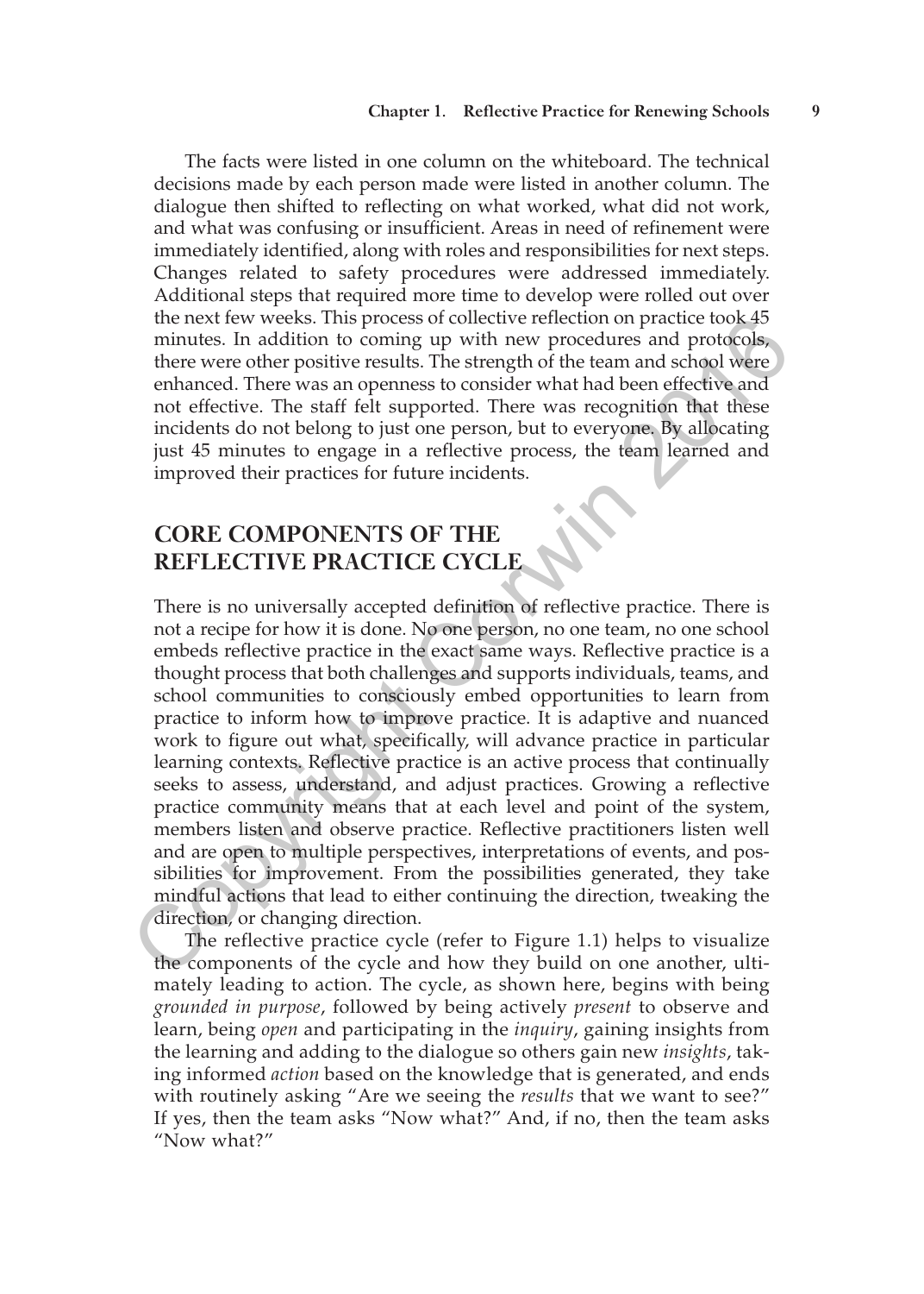The facts were listed in one column on the whiteboard. The technical decisions made by each person made were listed in another column. The dialogue then shifted to reflecting on what worked, what did not work, and what was confusing or insufficient. Areas in need of refinement were immediately identified, along with roles and responsibilities for next steps. Changes related to safety procedures were addressed immediately. Additional steps that required more time to develop were rolled out over the next few weeks. This process of collective reflection on practice took 45 minutes. In addition to coming up with new procedures and protocols, there were other positive results. The strength of the team and school were enhanced. There was an openness to consider what had been effective and not effective. The staff felt supported. There was recognition that these incidents do not belong to just one person, but to everyone. By allocating just 45 minutes to engage in a reflective process, the team learned and improved their practices for future incidents.

## CORE COMPONENTS OF THE REFLECTIVE PRACTICE CYCLE

There is no universally accepted definition of reflective practice. There is not a recipe for how it is done. No one person, no one team, no one school embeds reflective practice in the exact same ways. Reflective practice is a thought process that both challenges and supports individuals, teams, and school communities to consciously embed opportunities to learn from practice to inform how to improve practice. It is adaptive and nuanced work to figure out what, specifically, will advance practice in particular learning contexts. Reflective practice is an active process that continually seeks to assess, understand, and adjust practices. Growing a reflective practice community means that at each level and point of the system, members listen and observe practice. Reflective practitioners listen well and are open to multiple perspectives, interpretations of events, and possibilities for improvement. From the possibilities generated, they take mindful actions that lead to either continuing the direction, tweaking the direction, or changing direction.

The reflective practice cycle (refer to Figure 1.1) helps to visualize the components of the cycle and how they build on one another, ultimately leading to action. The cycle, as shown here, begins with being *grounded in purpose*, followed by being actively *present* to observe and learn, being *open* and participating in the *inquiry*, gaining insights from the learning and adding to the dialogue so others gain new *insights*, taking informed *action* based on the knowledge that is generated, and ends with routinely asking "Are we seeing the *results* that we want to see?" If yes, then the team asks "Now what?" And, if no, then the team asks "Now what?"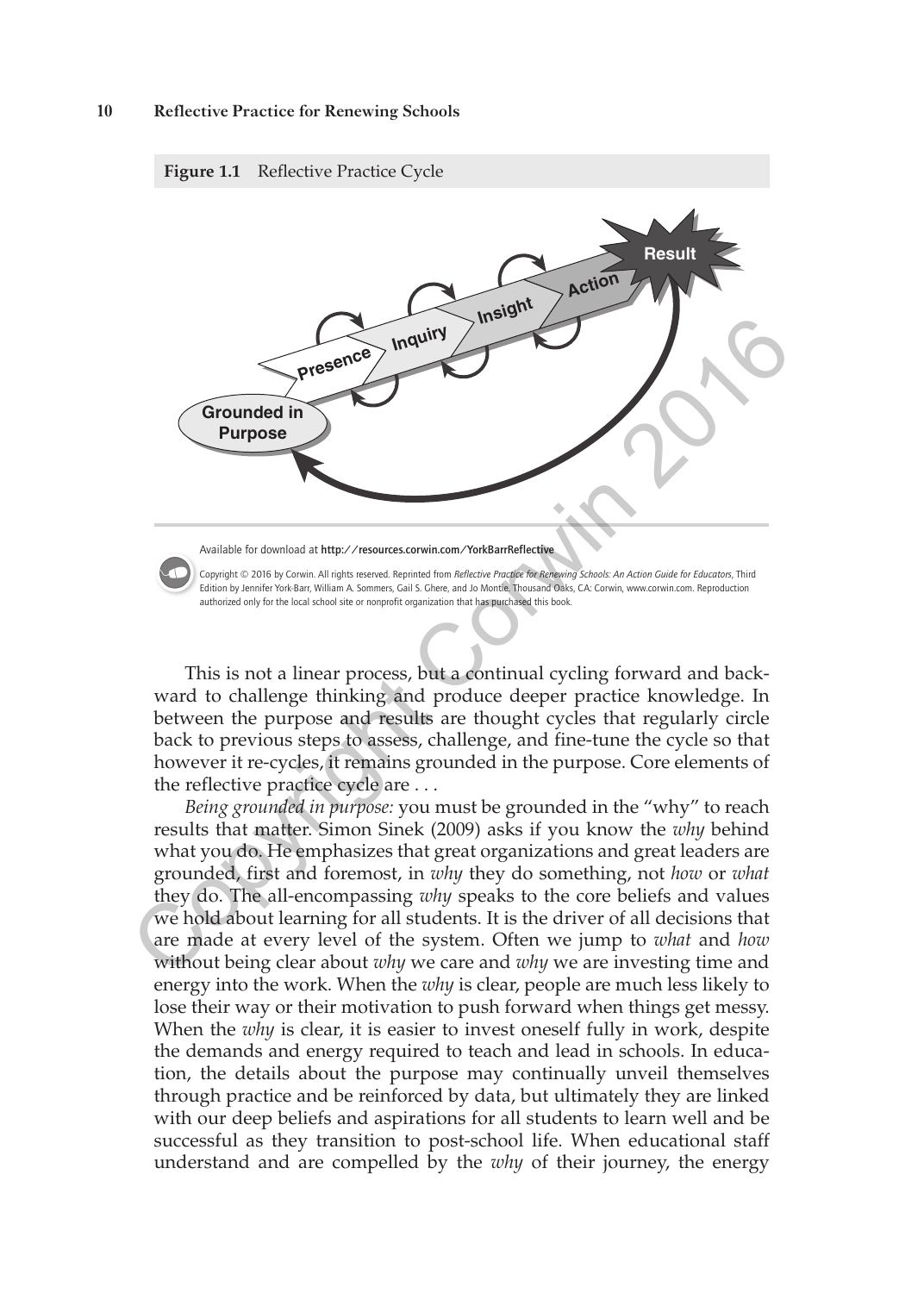**Figure 1.1** Reflective Practice Cycle

Grounded in Purpose → Presence → Inquiry → Insight → Action → Result

Available for download at **http://resources.corwin.com/YorkBarrReflective**

Copyright © 2016 by Corwin. All rights reserved. Reprinted from *Reflective Practice for Renewing Schools: An Action Guide for Educators*, Third Edition by Jennifer York-Barr, William A. Sommers, Gail S. Ghere, and Jo Montie. Thousand Oaks, CA: Corwin, www.corwin.com. Reproduction authorized only for the local school site or nonprofit organization that has purchased this book.

This is not a linear process, but a continual cycling forward and backward to challenge thinking and produce deeper practice knowledge. In between the purpose and results are thought cycles that regularly circle back to previous steps to assess, challenge, and fine-tune the cycle so that however it re-cycles, it remains grounded in the purpose. Core elements of the reflective practice cycle are . . .

*Being grounded in purpose:* you must be grounded in the "why" to reach results that matter. Simon Sinek (2009) asks if you know the *why* behind what you do. He emphasizes that great organizations and great leaders are grounded, first and foremost, in *why* they do something, not *how* or *what* they do. The all-encompassing *why* speaks to the core beliefs and values we hold about learning for all students. It is the driver of all decisions that are made at every level of the system. Often we jump to *what* and *how* without being clear about *why* we care and *why* we are investing time and energy into the work. When the *why* is clear, people are much less likely to lose their way or their motivation to push forward when things get messy. When the *why* is clear, it is easier to invest oneself fully in work, despite the demands and energy required to teach and lead in schools. In education, the details about the purpose may continually unveil themselves through practice and be reinforced by data, but ultimately they are linked with our deep beliefs and aspirations for all students to learn well and be successful as they transition to post-school life. When educational staff understand and are compelled by the *why* of their journey, the energy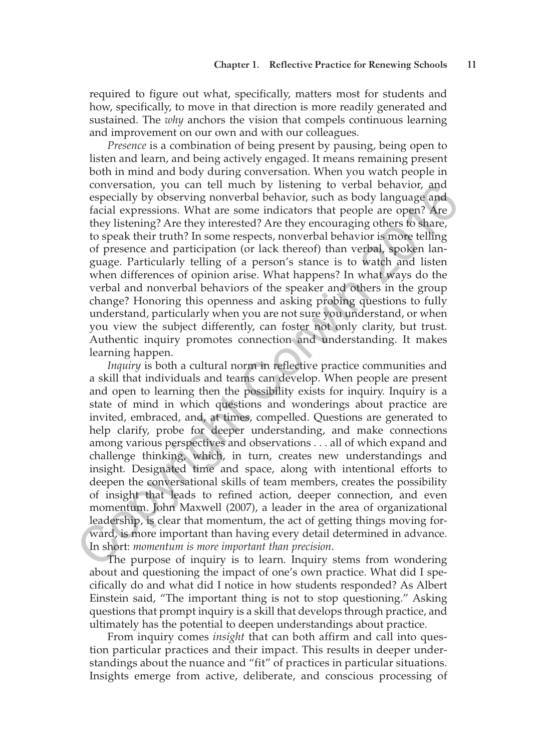required to figure out what, specifically, matters most for students and how, specifically, to move in that direction is more readily generated and sustained. The *why* anchors the vision that compels continuous learning and improvement on our own and with our colleagues.

*Presence* is a combination of being present by pausing, being open to listen and learn, and being actively engaged. It means remaining present both in mind and body during conversation. When you watch people in conversation, you can tell much by listening to verbal behavior, and especially by observing nonverbal behavior, such as body language and facial expressions. What are some indicators that people are open? Are they listening? Are they interested? Are they encouraging others to share, to speak their truth? In some respects, nonverbal behavior is more telling of presence and participation (or lack thereof) than verbal, spoken language. Particularly telling of a person's stance is to watch and listen when differences of opinion arise. What happens? In what ways do the verbal and nonverbal behaviors of the speaker and others in the group change? Honoring this openness and asking probing questions to fully understand, particularly when you are not sure you understand, or when you view the subject differently, can foster not only clarity, but trust. Authentic inquiry promotes connection and understanding. It makes learning happen.

*Inquiry* is both a cultural norm in reflective practice communities and a skill that individuals and teams can develop. When people are present and open to learning then the possibility exists for inquiry. Inquiry is a state of mind in which questions and wonderings about practice are invited, embraced, and, at times, compelled. Questions are generated to help clarify, probe for deeper understanding, and make connections among various perspectives and observations . . . all of which expand and challenge thinking, which, in turn, creates new understandings and insight. Designated time and space, along with intentional efforts to deepen the conversational skills of team members, creates the possibility of insight that leads to refined action, deeper connection, and even momentum. John Maxwell (2007), a leader in the area of organizational leadership, is clear that momentum, the act of getting things moving forward, is more important than having every detail determined in advance. In short: *momentum is more important than precision*.

The purpose of inquiry is to learn. Inquiry stems from wondering about and questioning the impact of one's own practice. What did I specifically do and what did I notice in how students responded? As Albert Einstein said, "The important thing is not to stop questioning." Asking questions that prompt inquiry is a skill that develops through practice, and ultimately has the potential to deepen understandings about practice.

From inquiry comes *insight* that can both affirm and call into question particular practices and their impact. This results in deeper understandings about the nuance and "fit" of practices in particular situations. Insights emerge from active, deliberate, and conscious processing of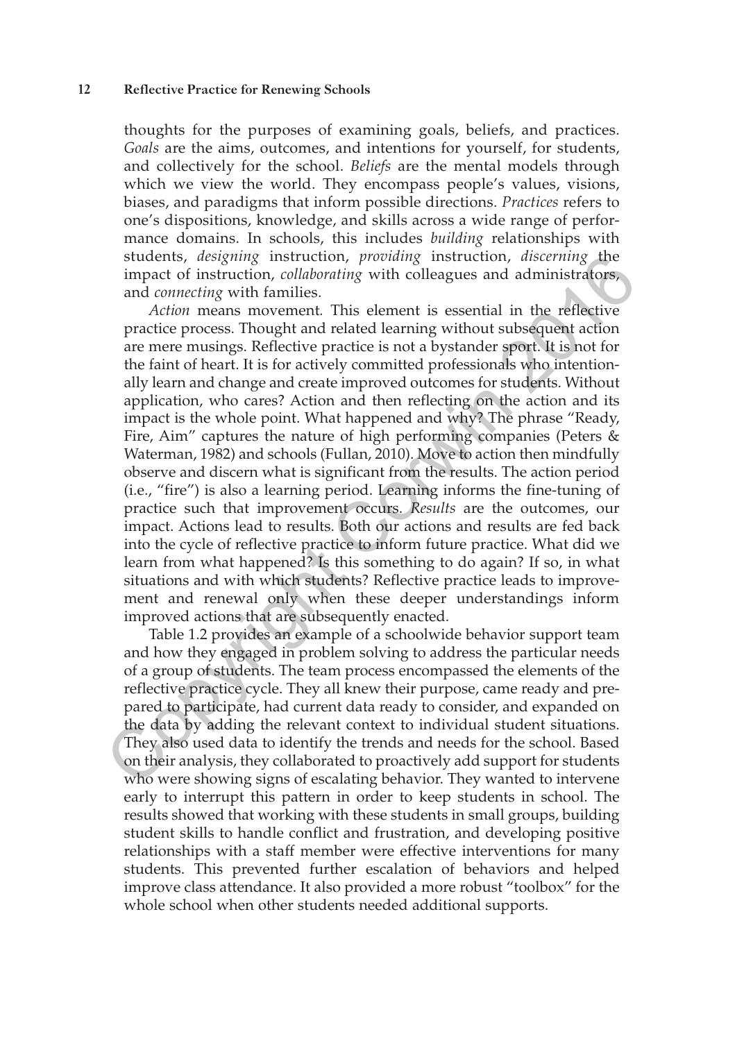thoughts for the purposes of examining goals, beliefs, and practices. *Goals* are the aims, outcomes, and intentions for yourself, for students, and collectively for the school. *Beliefs* are the mental models through which we view the world. They encompass people's values, visions, biases, and paradigms that inform possible directions. *Practices* refers to one's dispositions, knowledge, and skills across a wide range of performance domains. In schools, this includes *building* relationships with students, *designing* instruction, *providing* instruction, *discerning* the impact of instruction, *collaborating* with colleagues and administrators, and *connecting* with families.

*Action* means movement. This element is essential in the reflective practice process. Thought and related learning without subsequent action are mere musings. Reflective practice is not a bystander sport. It is not for the faint of heart. It is for actively committed professionals who intentionally learn and change and create improved outcomes for students. Without application, who cares? Action and then reflecting on the action and its impact is the whole point. What happened and why? The phrase "Ready, Fire, Aim" captures the nature of high performing companies (Peters & Waterman, 1982) and schools (Fullan, 2010). Move to action then mindfully observe and discern what is significant from the results. The action period (i.e., "fire") is also a learning period. Learning informs the fine-tuning of practice such that improvement occurs. *Results* are the outcomes, our impact. Actions lead to results. Both our actions and results are fed back into the cycle of reflective practice to inform future practice. What did we learn from what happened? Is this something to do again? If so, in what situations and with which students? Reflective practice leads to improvement and renewal only when these deeper understandings inform improved actions that are subsequently enacted.

Table 1.2 provides an example of a schoolwide behavior support team and how they engaged in problem solving to address the particular needs of a group of students. The team process encompassed the elements of the reflective practice cycle. They all knew their purpose, came ready and prepared to participate, had current data ready to consider, and expanded on the data by adding the relevant context to individual student situations. They also used data to identify the trends and needs for the school. Based on their analysis, they collaborated to proactively add support for students who were showing signs of escalating behavior. They wanted to intervene early to interrupt this pattern in order to keep students in school. The results showed that working with these students in small groups, building student skills to handle conflict and frustration, and developing positive relationships with a staff member were effective interventions for many students. This prevented further escalation of behaviors and helped improve class attendance. It also provided a more robust "toolbox" for the whole school when other students needed additional supports.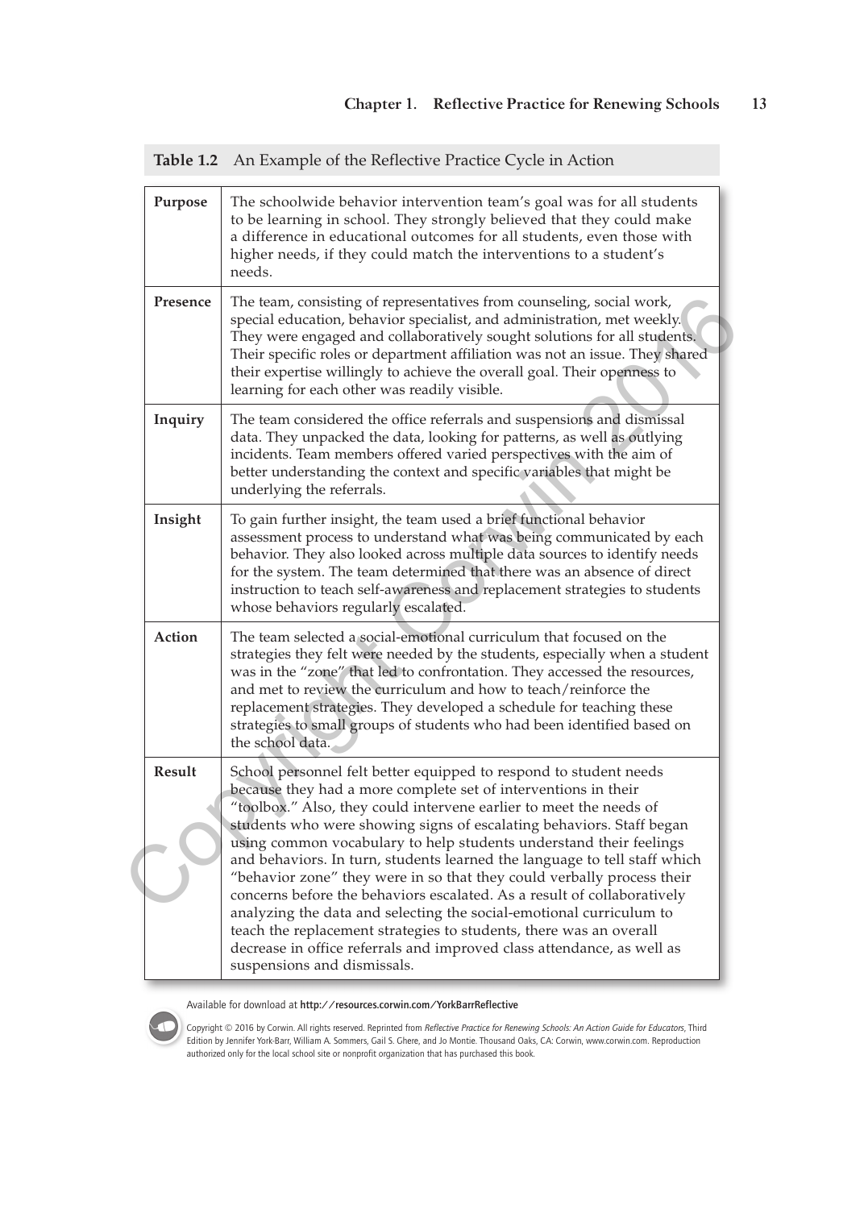**Table 1.2** An Example of the Reflective Practice Cycle in Action

| | |
|---|---|
| **Purpose** | The schoolwide behavior intervention team's goal was for all students to be learning in school. They strongly believed that they could make a difference in educational outcomes for all students, even those with higher needs, if they could match the interventions to a student's needs. |
| **Presence** | The team, consisting of representatives from counseling, social work, special education, behavior specialist, and administration, met weekly. They were engaged and collaboratively sought solutions for all students. Their specific roles or department affiliation was not an issue. They shared their expertise willingly to achieve the overall goal. Their openness to learning for each other was readily visible. |
| **Inquiry** | The team considered the office referrals and suspensions and dismissal data. They unpacked the data, looking for patterns, as well as outlying incidents. Team members offered varied perspectives with the aim of better understanding the context and specific variables that might be underlying the referrals. |
| **Insight** | To gain further insight, the team used a brief functional behavior assessment process to understand what was being communicated by each behavior. They also looked across multiple data sources to identify needs for the system. The team determined that there was an absence of direct instruction to teach self-awareness and replacement strategies to students whose behaviors regularly escalated. |
| **Action** | The team selected a social-emotional curriculum that focused on the strategies they felt were needed by the students, especially when a student was in the "zone" that led to confrontation. They accessed the resources, and met to review the curriculum and how to teach/reinforce the replacement strategies. They developed a schedule for teaching these strategies to small groups of students who had been identified based on the school data. |
| **Result** | School personnel felt better equipped to respond to student needs because they had a more complete set of interventions in their "toolbox." Also, they could intervene earlier to meet the needs of students who were showing signs of escalating behaviors. Staff began using common vocabulary to help students understand their feelings and behaviors. In turn, students learned the language to tell staff which "behavior zone" they were in so that they could verbally process their concerns before the behaviors escalated. As a result of collaboratively analyzing the data and selecting the social-emotional curriculum to teach the replacement strategies to students, there was an overall decrease in office referrals and improved class attendance, as well as suspensions and dismissals. |

Available for download at **http://resources.corwin.com/YorkBarrReflective**

Copyright © 2016 by Corwin. All rights reserved. Reprinted from *Reflective Practice for Renewing Schools: An Action Guide for Educators*, Third Edition by Jennifer York-Barr, William A. Sommers, Gail S. Ghere, and Jo Montie. Thousand Oaks, CA: Corwin, www.corwin.com. Reproduction authorized only for the local school site or nonprofit organization that has purchased this book.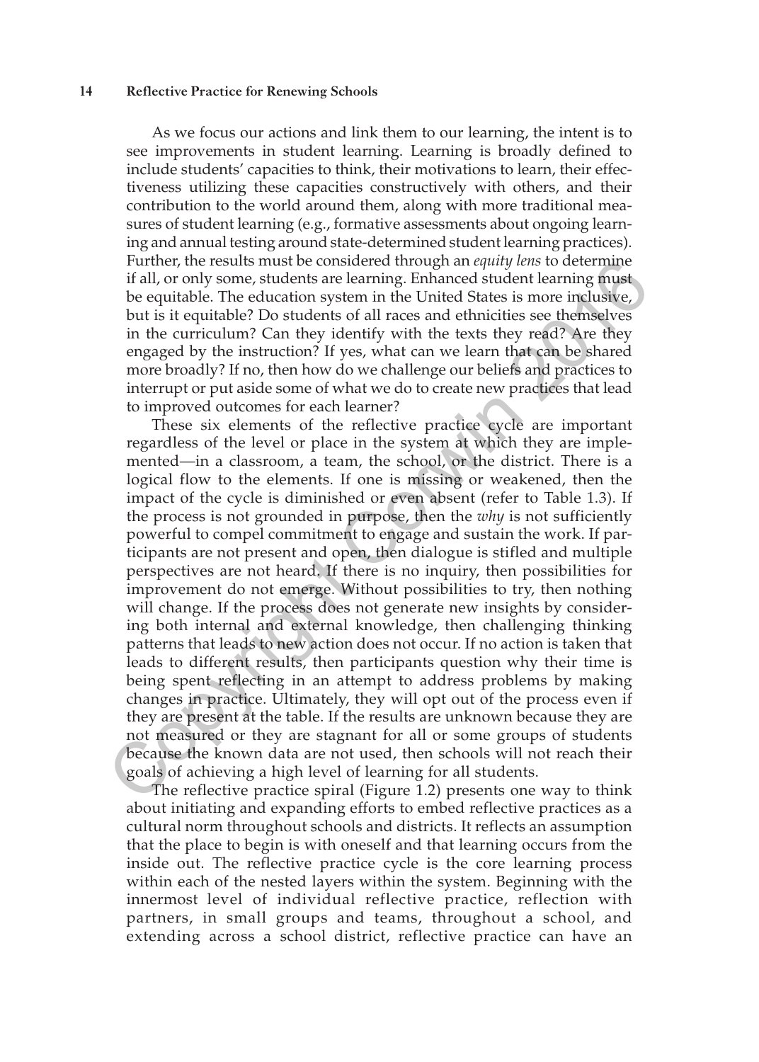As we focus our actions and link them to our learning, the intent is to see improvements in student learning. Learning is broadly defined to include students' capacities to think, their motivations to learn, their effectiveness utilizing these capacities constructively with others, and their contribution to the world around them, along with more traditional measures of student learning (e.g., formative assessments about ongoing learning and annual testing around state-determined student learning practices). Further, the results must be considered through an *equity lens* to determine if all, or only some, students are learning. Enhanced student learning must be equitable. The education system in the United States is more inclusive, but is it equitable? Do students of all races and ethnicities see themselves in the curriculum? Can they identify with the texts they read? Are they engaged by the instruction? If yes, what can we learn that can be shared more broadly? If no, then how do we challenge our beliefs and practices to interrupt or put aside some of what we do to create new practices that lead to improved outcomes for each learner?

These six elements of the reflective practice cycle are important regardless of the level or place in the system at which they are implemented—in a classroom, a team, the school, or the district. There is a logical flow to the elements. If one is missing or weakened, then the impact of the cycle is diminished or even absent (refer to Table 1.3). If the process is not grounded in purpose, then the *why* is not sufficiently powerful to compel commitment to engage and sustain the work. If participants are not present and open, then dialogue is stifled and multiple perspectives are not heard. If there is no inquiry, then possibilities for improvement do not emerge. Without possibilities to try, then nothing will change. If the process does not generate new insights by considering both internal and external knowledge, then challenging thinking patterns that leads to new action does not occur. If no action is taken that leads to different results, then participants question why their time is being spent reflecting in an attempt to address problems by making changes in practice. Ultimately, they will opt out of the process even if they are present at the table. If the results are unknown because they are not measured or they are stagnant for all or some groups of students because the known data are not used, then schools will not reach their goals of achieving a high level of learning for all students.

The reflective practice spiral (Figure 1.2) presents one way to think about initiating and expanding efforts to embed reflective practices as a cultural norm throughout schools and districts. It reflects an assumption that the place to begin is with oneself and that learning occurs from the inside out. The reflective practice cycle is the core learning process within each of the nested layers within the system. Beginning with the innermost level of individual reflective practice, reflection with partners, in small groups and teams, throughout a school, and extending across a school district, reflective practice can have an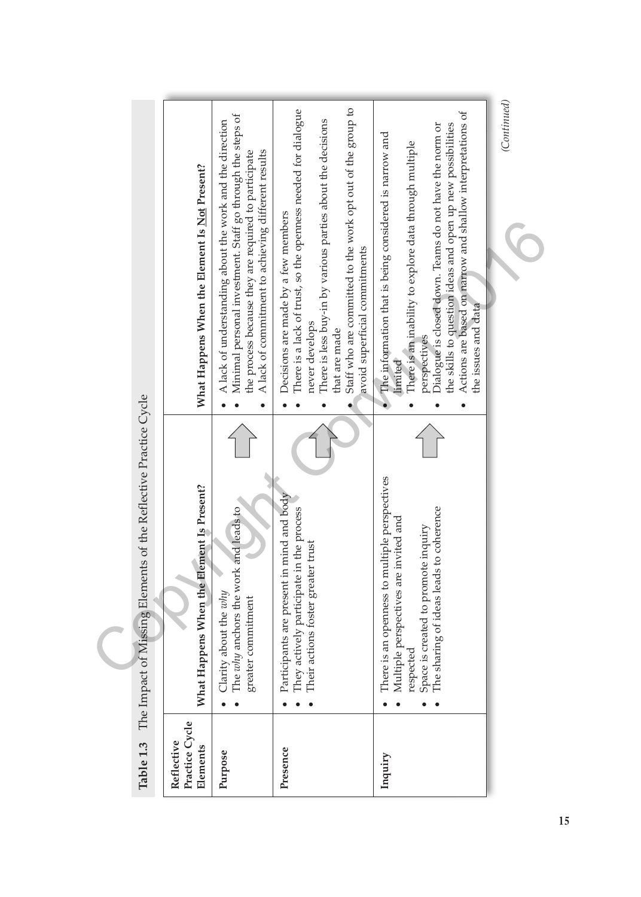**Table 1.3** The Impact of Missing Elements of the Reflective Practice Cycle

| Reflective Practice Cycle Elements | What Happens When the Element Is Present? | What Happens When the Element Is Not Present? |
|---|---|---|
| **Purpose** | • Clarity about the *why*<br>• The *why* anchors the work and leads to greater commitment | • A lack of understanding about the work and the direction<br>• Minimal personal investment. Staff go through the steps of the process because they are required to participate<br>• A lack of commitment to achieving different results |
| **Presence** | • Participants are present in mind and body<br>• They actively participate in the process<br>• Their actions foster greater trust | • Decisions are made by a few members<br>• There is a lack of trust, so the openness needed for dialogue never develops<br>• There is less buy-in by various parties about the decisions that are made<br>• Staff who are committed to the work opt out of the group to avoid superficial commitments |
| **Inquiry** | • There is an openness to multiple perspectives<br>• Multiple perspectives are invited and respected<br>• Space is created to promote inquiry<br>• The sharing of ideas leads to coherence | • The information that is being considered is narrow and limited<br>• There is an inability to explore data through multiple perspectives<br>• Dialogue is closed down. Teams do not have the norm or the skills to question ideas and open up new possibilities<br>• Actions are based on narrow and shallow interpretations of the issues and data |

*(Continued)*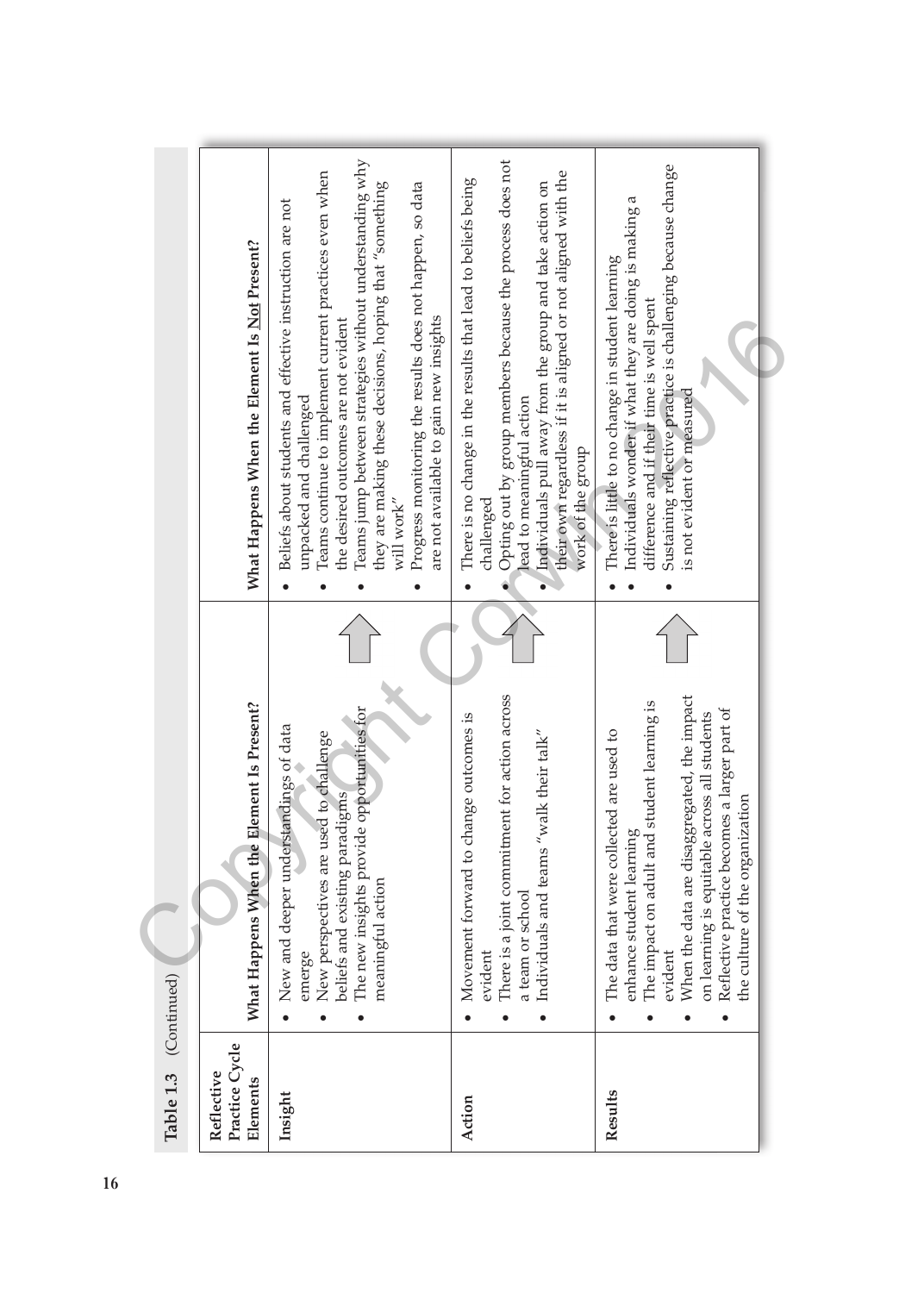**Table 1.3** (Continued)

| Reflective Practice Cycle Elements | What Happens When the Element Is Present? | What Happens When the Element Is Not Present? |
|---|---|---|
| **Insight** | • New and deeper understandings of data emerge<br>• New perspectives are used to challenge beliefs and existing paradigms<br>• The new insights provide opportunities for meaningful action | • Beliefs about students and effective instruction are not unpacked and challenged<br>• Teams continue to implement current practices even when the desired outcomes are not evident<br>• Teams jump between strategies without understanding why they are making these decisions, hoping that "something will work"<br>• Progress monitoring the results does not happen, so data are not available to gain new insights |
| **Action** | • Movement forward to change outcomes is evident<br>• There is a joint commitment for action across a team or school<br>• Individuals and teams "walk their talk" | • There is no change in the results that lead to beliefs being challenged<br>• Opting out by group members because the process does not lead to meaningful action<br>• Individuals pull away from the group and take action on their own regardless if it is aligned or not aligned with the work of the group |
| **Results** | • The data that were collected are used to enhance student learning<br>• The impact on adult and student learning is evident<br>• When the data are disaggregated, the impact on learning is equitable across all students<br>• Reflective practice becomes a larger part of the culture of the organization | • There is little to no change in student learning<br>• Individuals wonder if what they are doing is making a difference and if their time is well spent<br>• Sustaining reflective practice is challenging because change is not evident or measured |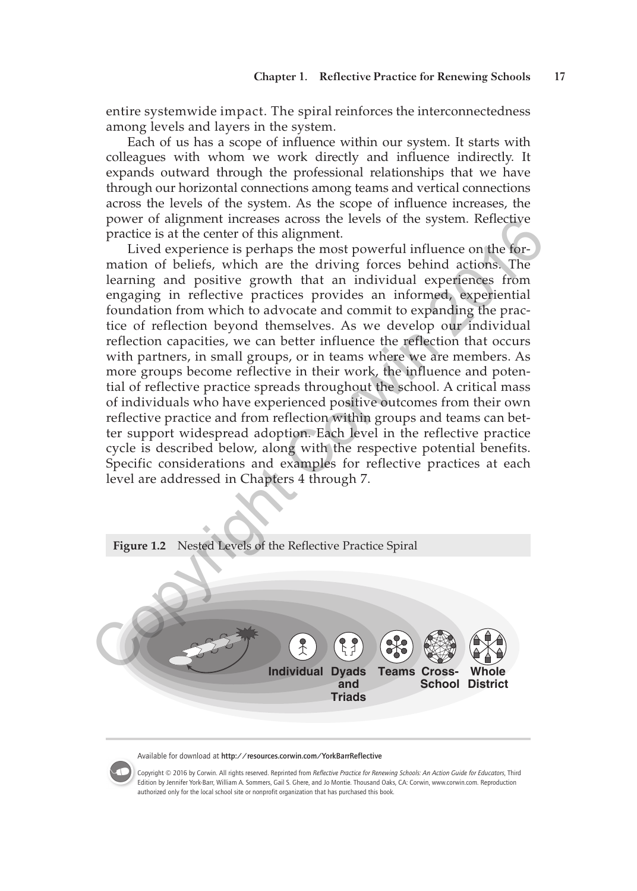entire systemwide impact. The spiral reinforces the interconnectedness among levels and layers in the system.

Each of us has a scope of influence within our system. It starts with colleagues with whom we work directly and influence indirectly. It expands outward through the professional relationships that we have through our horizontal connections among teams and vertical connections across the levels of the system. As the scope of influence increases, the power of alignment increases across the levels of the system. Reflective practice is at the center of this alignment.

Lived experience is perhaps the most powerful influence on the formation of beliefs, which are the driving forces behind actions. The learning and positive growth that an individual experiences from engaging in reflective practices provides an informed, experiential foundation from which to advocate and commit to expanding the practice of reflection beyond themselves. As we develop our individual reflection capacities, we can better influence the reflection that occurs with partners, in small groups, or in teams where we are members. As more groups become reflective in their work, the influence and potential of reflective practice spreads throughout the school. A critical mass of individuals who have experienced positive outcomes from their own reflective practice and from reflection within groups and teams can better support widespread adoption. Each level in the reflective practice cycle is described below, along with the respective potential benefits. Specific considerations and examples for reflective practices at each level are addressed in Chapters 4 through 7.

**Figure 1.2** Nested Levels of the Reflective Practice Spiral

Individual

Dyads and Triads

Teams

Cross-School

Whole District

Available for download at **http://resources.corwin.com/YorkBarrReflective**

Copyright © 2016 by Corwin. All rights reserved. Reprinted from *Reflective Practice for Renewing Schools: An Action Guide for Educators*, Third Edition by Jennifer York-Barr, William A. Sommers, Gail S. Ghere, and Jo Montie. Thousand Oaks, CA: Corwin, www.corwin.com. Reproduction authorized only for the local school site or nonprofit organization that has purchased this book.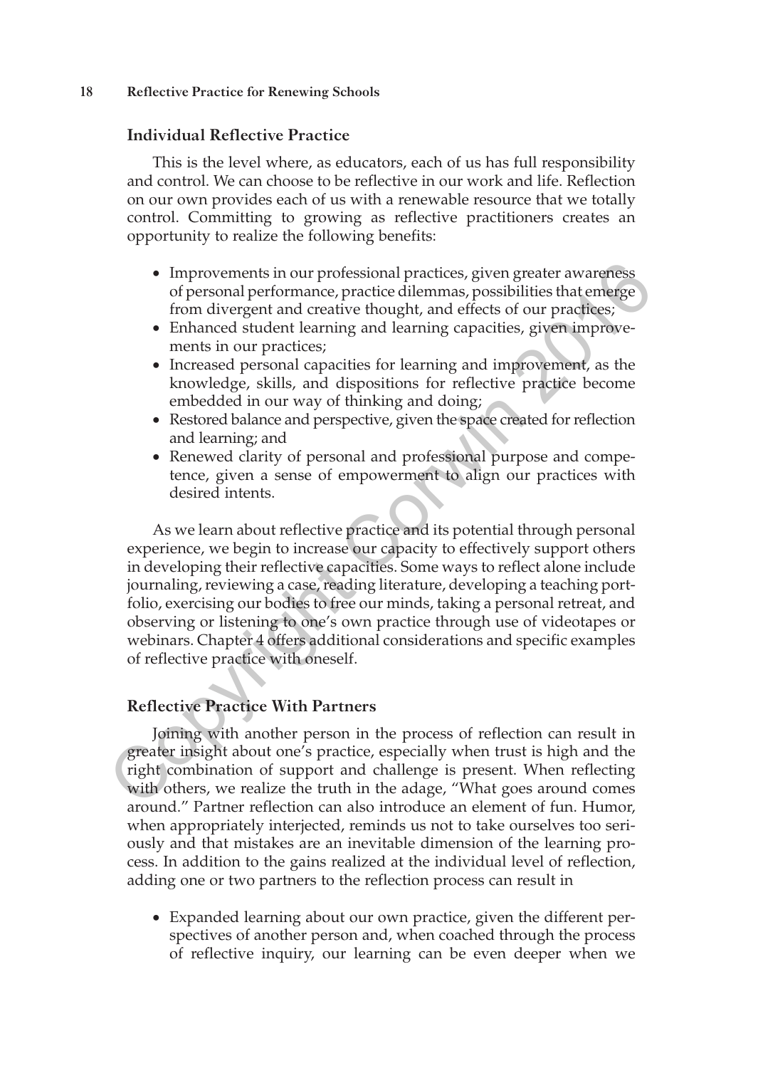### Individual Reflective Practice

This is the level where, as educators, each of us has full responsibility and control. We can choose to be reflective in our work and life. Reflection on our own provides each of us with a renewable resource that we totally control. Committing to growing as reflective practitioners creates an opportunity to realize the following benefits:

- Improvements in our professional practices, given greater awareness of personal performance, practice dilemmas, possibilities that emerge from divergent and creative thought, and effects of our practices;
- Enhanced student learning and learning capacities, given improvements in our practices;
- Increased personal capacities for learning and improvement, as the knowledge, skills, and dispositions for reflective practice become embedded in our way of thinking and doing;
- Restored balance and perspective, given the space created for reflection and learning; and
- Renewed clarity of personal and professional purpose and competence, given a sense of empowerment to align our practices with desired intents.

As we learn about reflective practice and its potential through personal experience, we begin to increase our capacity to effectively support others in developing their reflective capacities. Some ways to reflect alone include journaling, reviewing a case, reading literature, developing a teaching portfolio, exercising our bodies to free our minds, taking a personal retreat, and observing or listening to one's own practice through use of videotapes or webinars. Chapter 4 offers additional considerations and specific examples of reflective practice with oneself.

### Reflective Practice With Partners

Joining with another person in the process of reflection can result in greater insight about one's practice, especially when trust is high and the right combination of support and challenge is present. When reflecting with others, we realize the truth in the adage, "What goes around comes around." Partner reflection can also introduce an element of fun. Humor, when appropriately interjected, reminds us not to take ourselves too seriously and that mistakes are an inevitable dimension of the learning process. In addition to the gains realized at the individual level of reflection, adding one or two partners to the reflection process can result in

- Expanded learning about our own practice, given the different perspectives of another person and, when coached through the process of reflective inquiry, our learning can be even deeper when we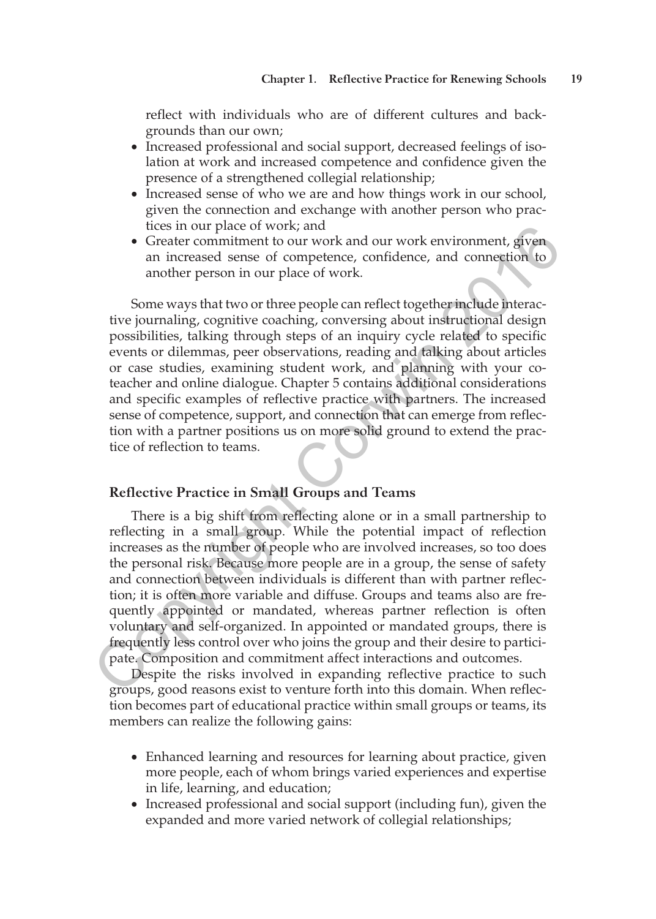reflect with individuals who are of different cultures and backgrounds than our own;

- Increased professional and social support, decreased feelings of isolation at work and increased competence and confidence given the presence of a strengthened collegial relationship;
- Increased sense of who we are and how things work in our school, given the connection and exchange with another person who practices in our place of work; and
- Greater commitment to our work and our work environment, given an increased sense of competence, confidence, and connection to another person in our place of work.

Some ways that two or three people can reflect together include interactive journaling, cognitive coaching, conversing about instructional design possibilities, talking through steps of an inquiry cycle related to specific events or dilemmas, peer observations, reading and talking about articles or case studies, examining student work, and planning with your coteacher and online dialogue. Chapter 5 contains additional considerations and specific examples of reflective practice with partners. The increased sense of competence, support, and connection that can emerge from reflection with a partner positions us on more solid ground to extend the practice of reflection to teams.

### Reflective Practice in Small Groups and Teams

There is a big shift from reflecting alone or in a small partnership to reflecting in a small group. While the potential impact of reflection increases as the number of people who are involved increases, so too does the personal risk. Because more people are in a group, the sense of safety and connection between individuals is different than with partner reflection; it is often more variable and diffuse. Groups and teams also are frequently appointed or mandated, whereas partner reflection is often voluntary and self-organized. In appointed or mandated groups, there is frequently less control over who joins the group and their desire to participate. Composition and commitment affect interactions and outcomes.

Despite the risks involved in expanding reflective practice to such groups, good reasons exist to venture forth into this domain. When reflection becomes part of educational practice within small groups or teams, its members can realize the following gains:

- Enhanced learning and resources for learning about practice, given more people, each of whom brings varied experiences and expertise in life, learning, and education;
- Increased professional and social support (including fun), given the expanded and more varied network of collegial relationships;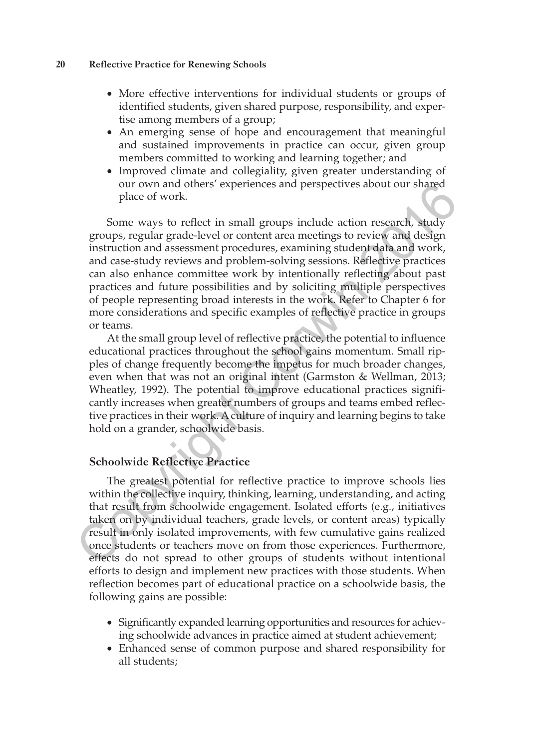- More effective interventions for individual students or groups of identified students, given shared purpose, responsibility, and expertise among members of a group;
- An emerging sense of hope and encouragement that meaningful and sustained improvements in practice can occur, given group members committed to working and learning together; and
- Improved climate and collegiality, given greater understanding of our own and others' experiences and perspectives about our shared place of work.

Some ways to reflect in small groups include action research, study groups, regular grade-level or content area meetings to review and design instruction and assessment procedures, examining student data and work, and case-study reviews and problem-solving sessions. Reflective practices can also enhance committee work by intentionally reflecting about past practices and future possibilities and by soliciting multiple perspectives of people representing broad interests in the work. Refer to Chapter 6 for more considerations and specific examples of reflective practice in groups or teams.

At the small group level of reflective practice, the potential to influence educational practices throughout the school gains momentum. Small ripples of change frequently become the impetus for much broader changes, even when that was not an original intent (Garmston & Wellman, 2013; Wheatley, 1992). The potential to improve educational practices significantly increases when greater numbers of groups and teams embed reflective practices in their work. A culture of inquiry and learning begins to take hold on a grander, schoolwide basis.

### Schoolwide Reflective Practice

The greatest potential for reflective practice to improve schools lies within the collective inquiry, thinking, learning, understanding, and acting that result from schoolwide engagement. Isolated efforts (e.g., initiatives taken on by individual teachers, grade levels, or content areas) typically result in only isolated improvements, with few cumulative gains realized once students or teachers move on from those experiences. Furthermore, effects do not spread to other groups of students without intentional efforts to design and implement new practices with those students. When reflection becomes part of educational practice on a schoolwide basis, the following gains are possible:

- Significantly expanded learning opportunities and resources for achieving schoolwide advances in practice aimed at student achievement;
- Enhanced sense of common purpose and shared responsibility for all students;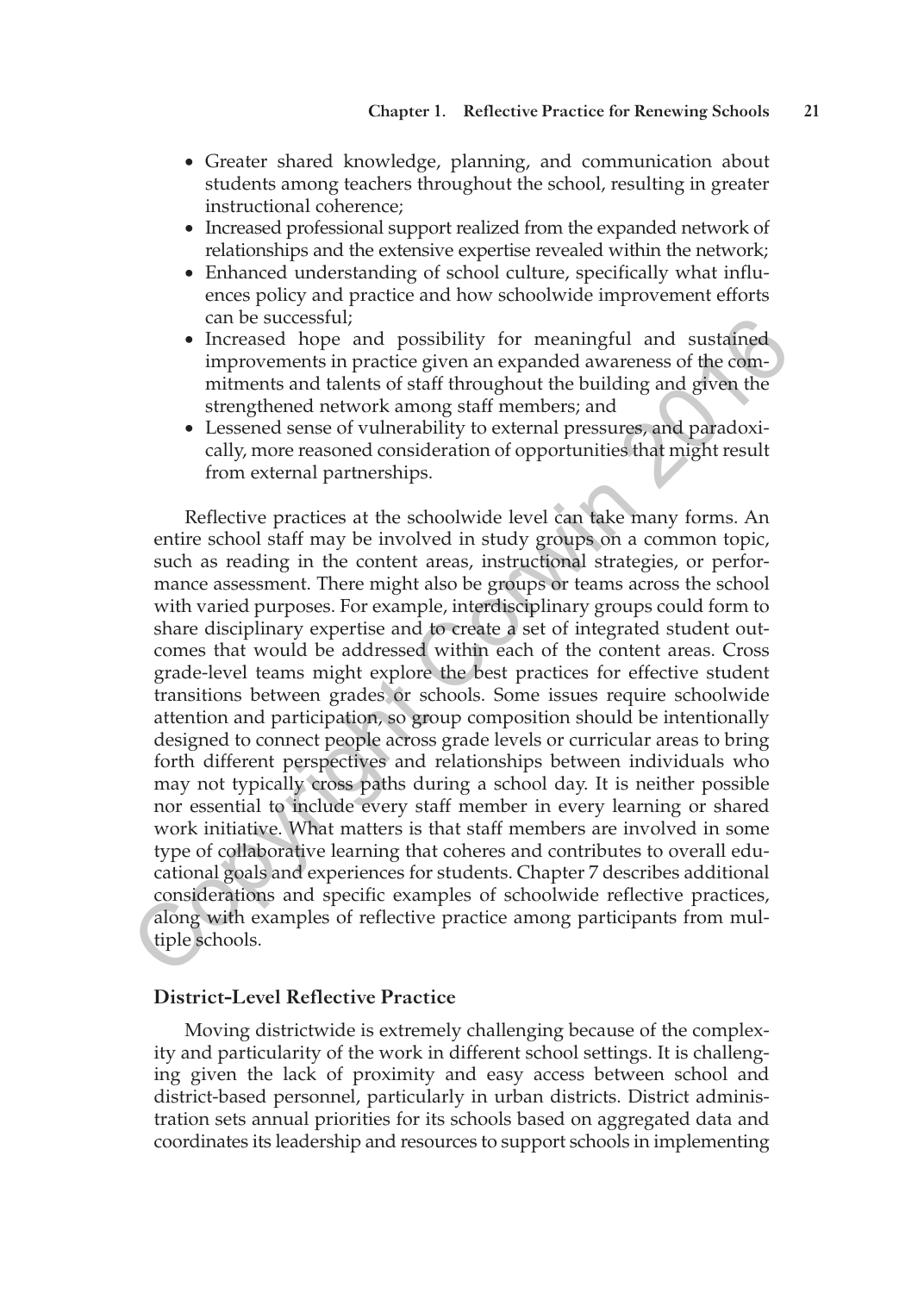- Greater shared knowledge, planning, and communication about students among teachers throughout the school, resulting in greater instructional coherence;
- Increased professional support realized from the expanded network of relationships and the extensive expertise revealed within the network;
- Enhanced understanding of school culture, specifically what influences policy and practice and how schoolwide improvement efforts can be successful;
- Increased hope and possibility for meaningful and sustained improvements in practice given an expanded awareness of the commitments and talents of staff throughout the building and given the strengthened network among staff members; and
- Lessened sense of vulnerability to external pressures, and paradoxically, more reasoned consideration of opportunities that might result from external partnerships.

Reflective practices at the schoolwide level can take many forms. An entire school staff may be involved in study groups on a common topic, such as reading in the content areas, instructional strategies, or performance assessment. There might also be groups or teams across the school with varied purposes. For example, interdisciplinary groups could form to share disciplinary expertise and to create a set of integrated student outcomes that would be addressed within each of the content areas. Cross grade-level teams might explore the best practices for effective student transitions between grades or schools. Some issues require schoolwide attention and participation, so group composition should be intentionally designed to connect people across grade levels or curricular areas to bring forth different perspectives and relationships between individuals who may not typically cross paths during a school day. It is neither possible nor essential to include every staff member in every learning or shared work initiative. What matters is that staff members are involved in some type of collaborative learning that coheres and contributes to overall educational goals and experiences for students. Chapter 7 describes additional considerations and specific examples of schoolwide reflective practices, along with examples of reflective practice among participants from multiple schools.

### District-Level Reflective Practice

Moving districtwide is extremely challenging because of the complexity and particularity of the work in different school settings. It is challenging given the lack of proximity and easy access between school and district-based personnel, particularly in urban districts. District administration sets annual priorities for its schools based on aggregated data and coordinates its leadership and resources to support schools in implementing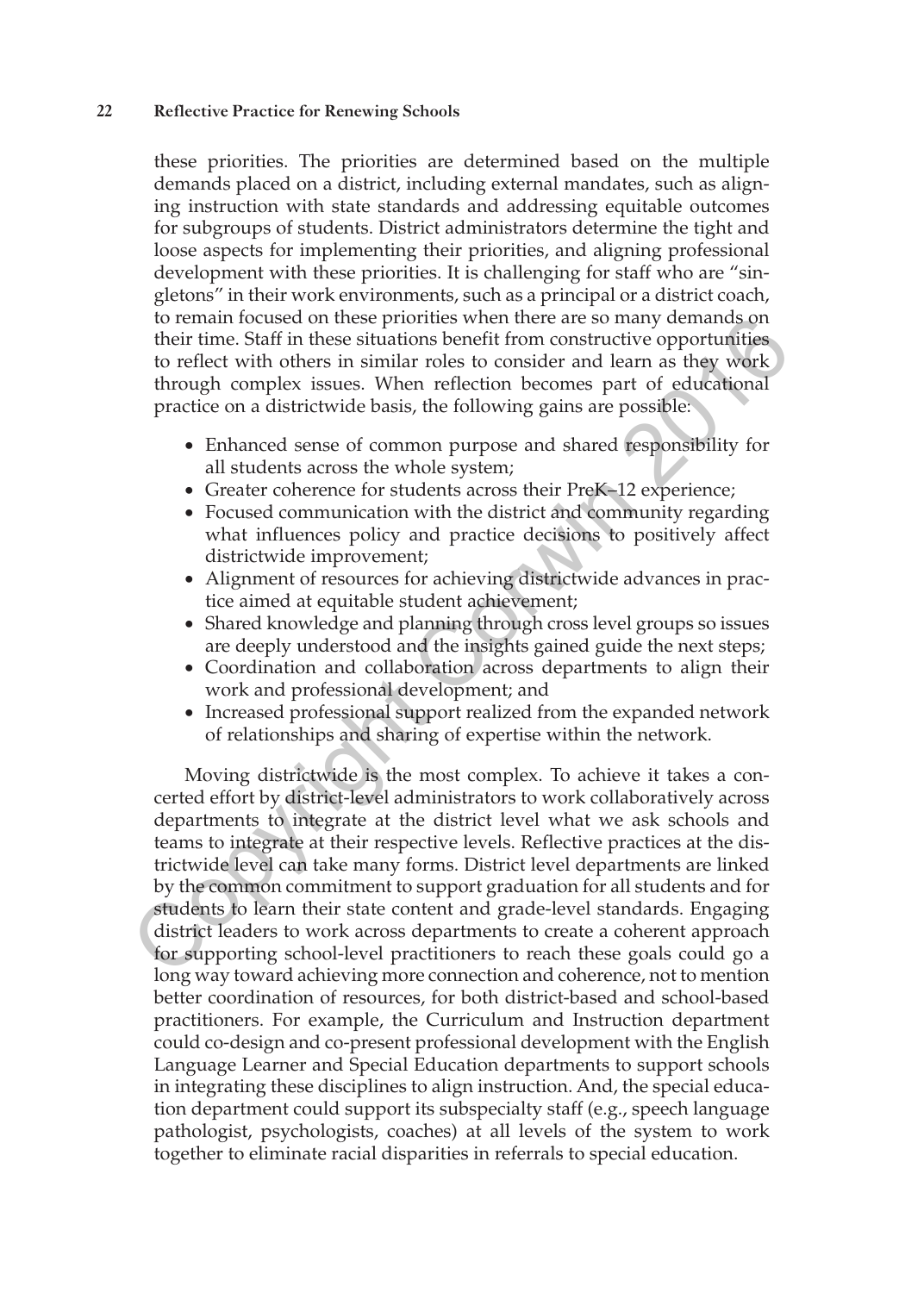these priorities. The priorities are determined based on the multiple demands placed on a district, including external mandates, such as aligning instruction with state standards and addressing equitable outcomes for subgroups of students. District administrators determine the tight and loose aspects for implementing their priorities, and aligning professional development with these priorities. It is challenging for staff who are "singletons" in their work environments, such as a principal or a district coach, to remain focused on these priorities when there are so many demands on their time. Staff in these situations benefit from constructive opportunities to reflect with others in similar roles to consider and learn as they work through complex issues. When reflection becomes part of educational practice on a districtwide basis, the following gains are possible:

- Enhanced sense of common purpose and shared responsibility for all students across the whole system;
- Greater coherence for students across their PreK–12 experience;
- Focused communication with the district and community regarding what influences policy and practice decisions to positively affect districtwide improvement;
- Alignment of resources for achieving districtwide advances in practice aimed at equitable student achievement;
- Shared knowledge and planning through cross level groups so issues are deeply understood and the insights gained guide the next steps;
- Coordination and collaboration across departments to align their work and professional development; and
- Increased professional support realized from the expanded network of relationships and sharing of expertise within the network.

Moving districtwide is the most complex. To achieve it takes a concerted effort by district-level administrators to work collaboratively across departments to integrate at the district level what we ask schools and teams to integrate at their respective levels. Reflective practices at the districtwide level can take many forms. District level departments are linked by the common commitment to support graduation for all students and for students to learn their state content and grade-level standards. Engaging district leaders to work across departments to create a coherent approach for supporting school-level practitioners to reach these goals could go a long way toward achieving more connection and coherence, not to mention better coordination of resources, for both district-based and school-based practitioners. For example, the Curriculum and Instruction department could co-design and co-present professional development with the English Language Learner and Special Education departments to support schools in integrating these disciplines to align instruction. And, the special education department could support its subspecialty staff (e.g., speech language pathologist, psychologists, coaches) at all levels of the system to work together to eliminate racial disparities in referrals to special education.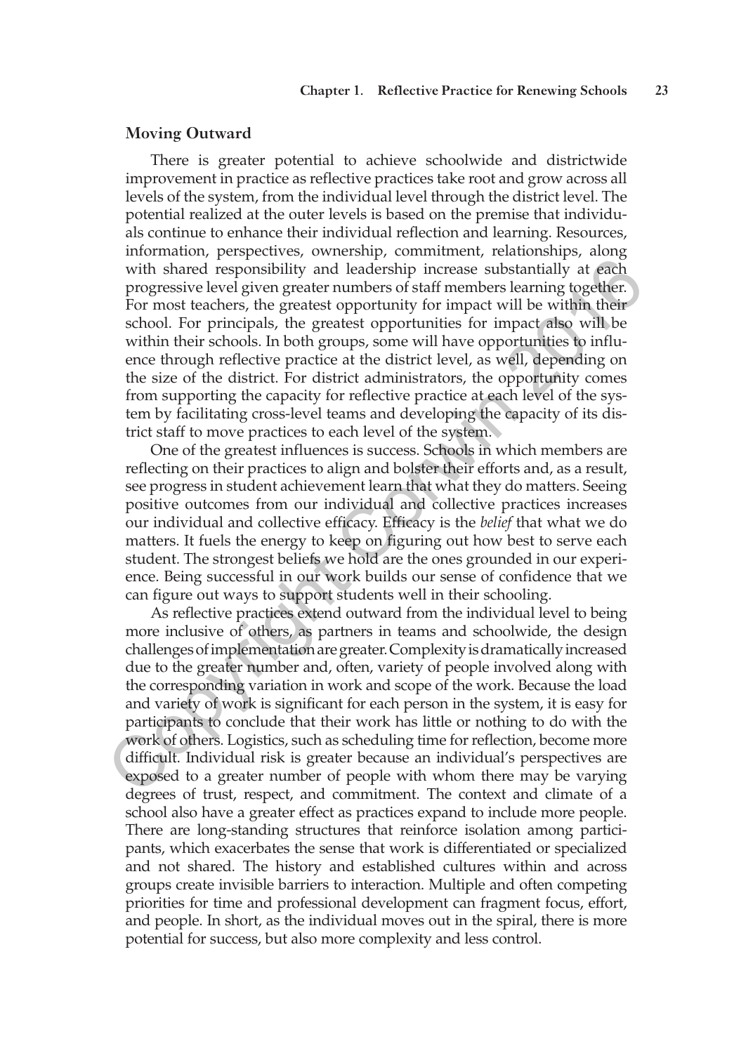### Moving Outward

There is greater potential to achieve schoolwide and districtwide improvement in practice as reflective practices take root and grow across all levels of the system, from the individual level through the district level. The potential realized at the outer levels is based on the premise that individuals continue to enhance their individual reflection and learning. Resources, information, perspectives, ownership, commitment, relationships, along with shared responsibility and leadership increase substantially at each progressive level given greater numbers of staff members learning together. For most teachers, the greatest opportunity for impact will be within their school. For principals, the greatest opportunities for impact also will be within their schools. In both groups, some will have opportunities to influence through reflective practice at the district level, as well, depending on the size of the district. For district administrators, the opportunity comes from supporting the capacity for reflective practice at each level of the system by facilitating cross-level teams and developing the capacity of its district staff to move practices to each level of the system.

One of the greatest influences is success. Schools in which members are reflecting on their practices to align and bolster their efforts and, as a result, see progress in student achievement learn that what they do matters. Seeing positive outcomes from our individual and collective practices increases our individual and collective efficacy. Efficacy is the *belief* that what we do matters. It fuels the energy to keep on figuring out how best to serve each student. The strongest beliefs we hold are the ones grounded in our experience. Being successful in our work builds our sense of confidence that we can figure out ways to support students well in their schooling.

As reflective practices extend outward from the individual level to being more inclusive of others, as partners in teams and schoolwide, the design challenges of implementation are greater. Complexity is dramatically increased due to the greater number and, often, variety of people involved along with the corresponding variation in work and scope of the work. Because the load and variety of work is significant for each person in the system, it is easy for participants to conclude that their work has little or nothing to do with the work of others. Logistics, such as scheduling time for reflection, become more difficult. Individual risk is greater because an individual's perspectives are exposed to a greater number of people with whom there may be varying degrees of trust, respect, and commitment. The context and climate of a school also have a greater effect as practices expand to include more people. There are long-standing structures that reinforce isolation among participants, which exacerbates the sense that work is differentiated or specialized and not shared. The history and established cultures within and across groups create invisible barriers to interaction. Multiple and often competing priorities for time and professional development can fragment focus, effort, and people. In short, as the individual moves out in the spiral, there is more potential for success, but also more complexity and less control.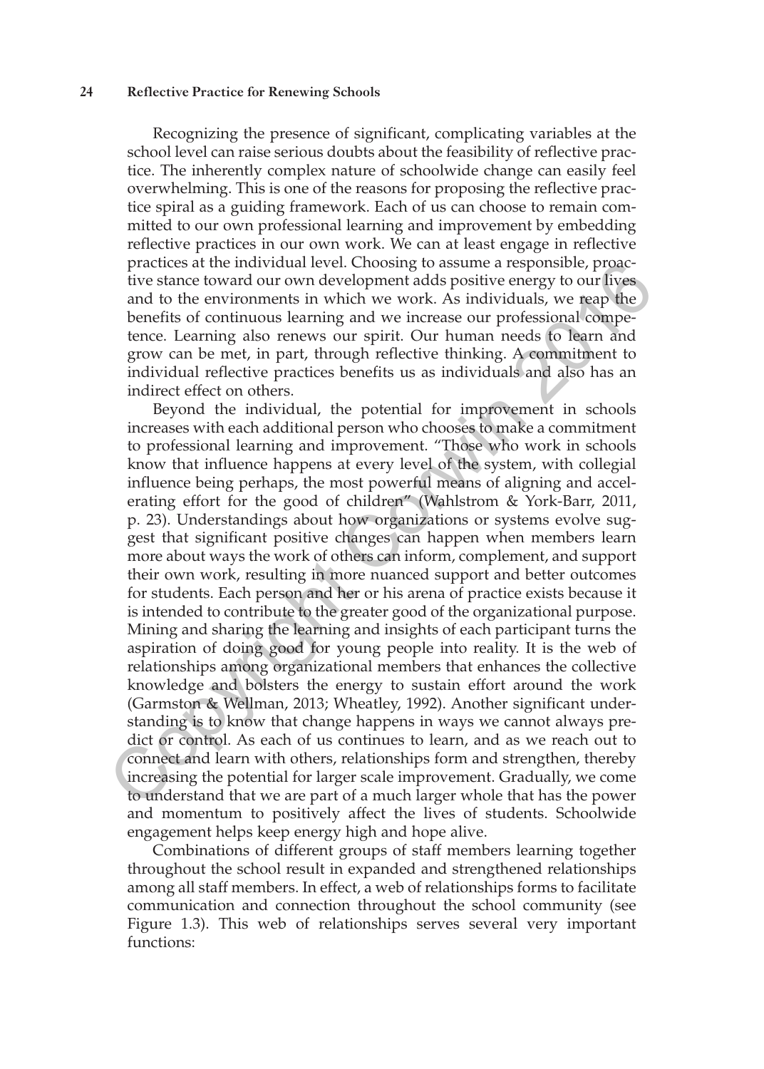Recognizing the presence of significant, complicating variables at the school level can raise serious doubts about the feasibility of reflective practice. The inherently complex nature of schoolwide change can easily feel overwhelming. This is one of the reasons for proposing the reflective practice spiral as a guiding framework. Each of us can choose to remain committed to our own professional learning and improvement by embedding reflective practices in our own work. We can at least engage in reflective practices at the individual level. Choosing to assume a responsible, proactive stance toward our own development adds positive energy to our lives and to the environments in which we work. As individuals, we reap the benefits of continuous learning and we increase our professional competence. Learning also renews our spirit. Our human needs to learn and grow can be met, in part, through reflective thinking. A commitment to individual reflective practices benefits us as individuals and also has an indirect effect on others.

Beyond the individual, the potential for improvement in schools increases with each additional person who chooses to make a commitment to professional learning and improvement. "Those who work in schools know that influence happens at every level of the system, with collegial influence being perhaps, the most powerful means of aligning and accelerating effort for the good of children" (Wahlstrom & York-Barr, 2011, p. 23). Understandings about how organizations or systems evolve suggest that significant positive changes can happen when members learn more about ways the work of others can inform, complement, and support their own work, resulting in more nuanced support and better outcomes for students. Each person and her or his arena of practice exists because it is intended to contribute to the greater good of the organizational purpose. Mining and sharing the learning and insights of each participant turns the aspiration of doing good for young people into reality. It is the web of relationships among organizational members that enhances the collective knowledge and bolsters the energy to sustain effort around the work (Garmston & Wellman, 2013; Wheatley, 1992). Another significant understanding is to know that change happens in ways we cannot always predict or control. As each of us continues to learn, and as we reach out to connect and learn with others, relationships form and strengthen, thereby increasing the potential for larger scale improvement. Gradually, we come to understand that we are part of a much larger whole that has the power and momentum to positively affect the lives of students. Schoolwide engagement helps keep energy high and hope alive.

Combinations of different groups of staff members learning together throughout the school result in expanded and strengthened relationships among all staff members. In effect, a web of relationships forms to facilitate communication and connection throughout the school community (see Figure 1.3). This web of relationships serves several very important functions: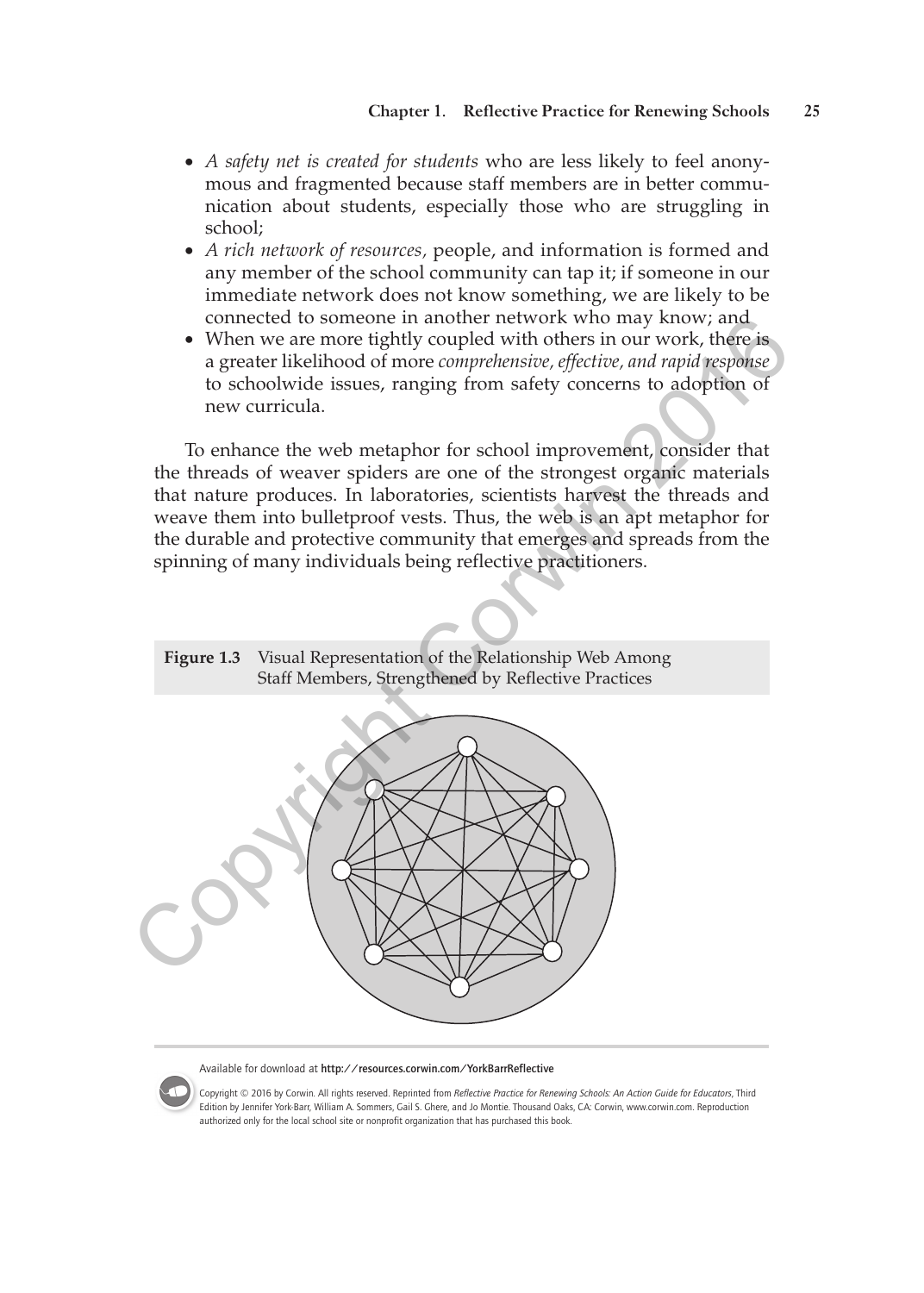- *A safety net is created for students* who are less likely to feel anonymous and fragmented because staff members are in better communication about students, especially those who are struggling in school;
- *A rich network of resources,* people, and information is formed and any member of the school community can tap it; if someone in our immediate network does not know something, we are likely to be connected to someone in another network who may know; and
- When we are more tightly coupled with others in our work, there is a greater likelihood of more *comprehensive, effective, and rapid response* to schoolwide issues, ranging from safety concerns to adoption of new curricula.

To enhance the web metaphor for school improvement, consider that the threads of weaver spiders are one of the strongest organic materials that nature produces. In laboratories, scientists harvest the threads and weave them into bulletproof vests. Thus, the web is an apt metaphor for the durable and protective community that emerges and spreads from the spinning of many individuals being reflective practitioners.

**Figure 1.3** Visual Representation of the Relationship Web Among Staff Members, Strengthened by Reflective Practices

Available for download at **http://resources.corwin.com/YorkBarrReflective**

Copyright © 2016 by Corwin. All rights reserved. Reprinted from *Reflective Practice for Renewing Schools: An Action Guide for Educators*, Third Edition by Jennifer York-Barr, William A. Sommers, Gail S. Ghere, and Jo Montie. Thousand Oaks, CA: Corwin, www.corwin.com. Reproduction authorized only for the local school site or nonprofit organization that has purchased this book.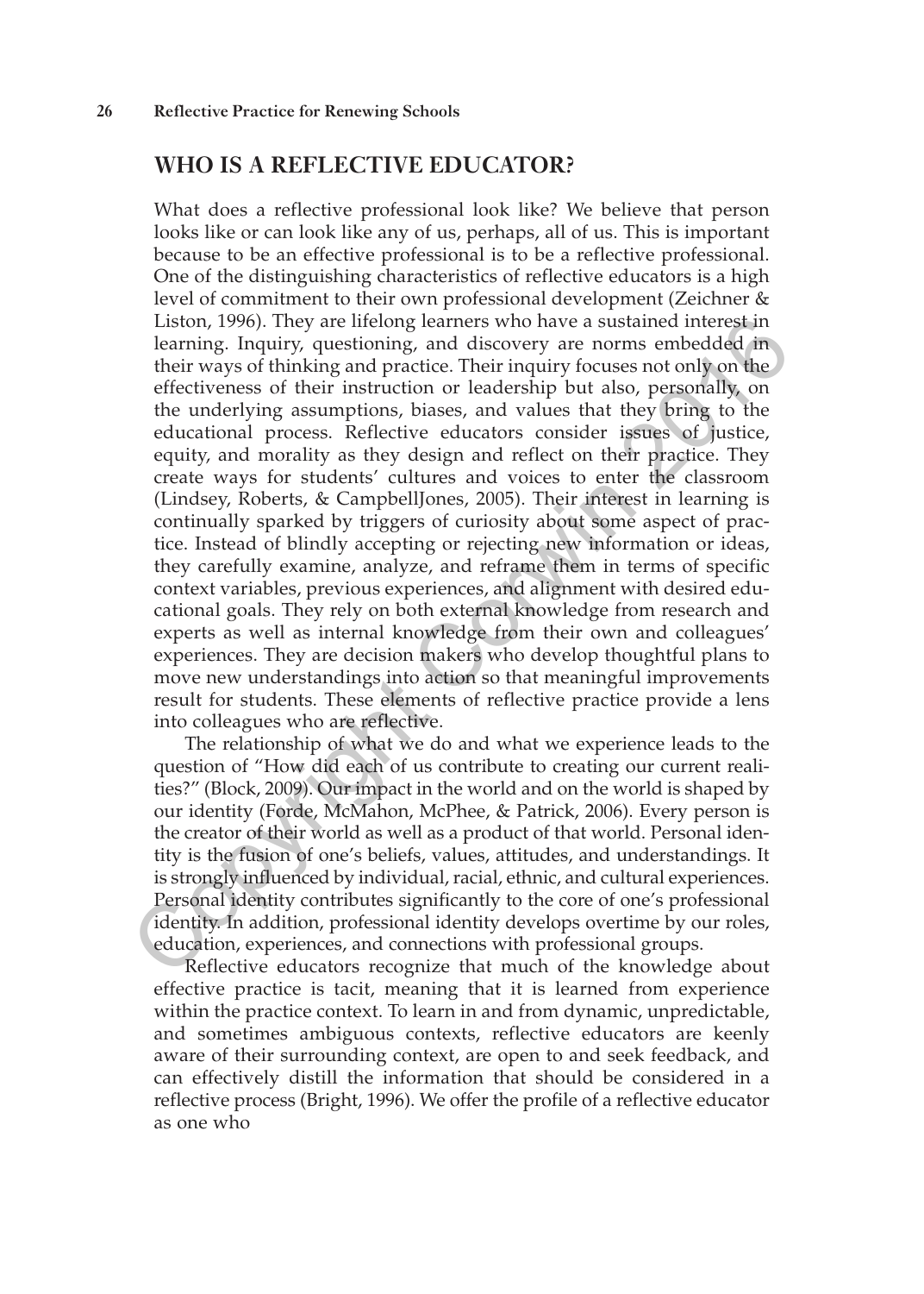## WHO IS A REFLECTIVE EDUCATOR?

What does a reflective professional look like? We believe that person looks like or can look like any of us, perhaps, all of us. This is important because to be an effective professional is to be a reflective professional. One of the distinguishing characteristics of reflective educators is a high level of commitment to their own professional development (Zeichner & Liston, 1996). They are lifelong learners who have a sustained interest in learning. Inquiry, questioning, and discovery are norms embedded in their ways of thinking and practice. Their inquiry focuses not only on the effectiveness of their instruction or leadership but also, personally, on the underlying assumptions, biases, and values that they bring to the educational process. Reflective educators consider issues of justice, equity, and morality as they design and reflect on their practice. They create ways for students' cultures and voices to enter the classroom (Lindsey, Roberts, & CampbellJones, 2005). Their interest in learning is continually sparked by triggers of curiosity about some aspect of practice. Instead of blindly accepting or rejecting new information or ideas, they carefully examine, analyze, and reframe them in terms of specific context variables, previous experiences, and alignment with desired educational goals. They rely on both external knowledge from research and experts as well as internal knowledge from their own and colleagues' experiences. They are decision makers who develop thoughtful plans to move new understandings into action so that meaningful improvements result for students. These elements of reflective practice provide a lens into colleagues who are reflective.

The relationship of what we do and what we experience leads to the question of "How did each of us contribute to creating our current realities?" (Block, 2009). Our impact in the world and on the world is shaped by our identity (Forde, McMahon, McPhee, & Patrick, 2006). Every person is the creator of their world as well as a product of that world. Personal identity is the fusion of one's beliefs, values, attitudes, and understandings. It is strongly influenced by individual, racial, ethnic, and cultural experiences. Personal identity contributes significantly to the core of one's professional identity. In addition, professional identity develops overtime by our roles, education, experiences, and connections with professional groups.

Reflective educators recognize that much of the knowledge about effective practice is tacit, meaning that it is learned from experience within the practice context. To learn in and from dynamic, unpredictable, and sometimes ambiguous contexts, reflective educators are keenly aware of their surrounding context, are open to and seek feedback, and can effectively distill the information that should be considered in a reflective process (Bright, 1996). We offer the profile of a reflective educator as one who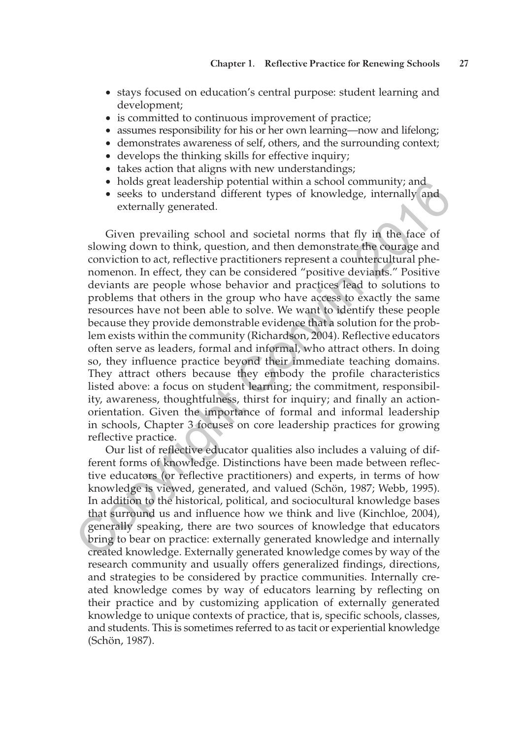- stays focused on education's central purpose: student learning and development;
- is committed to continuous improvement of practice;
- assumes responsibility for his or her own learning—now and lifelong;
- demonstrates awareness of self, others, and the surrounding context;
- develops the thinking skills for effective inquiry;
- takes action that aligns with new understandings;
- holds great leadership potential within a school community; and
- seeks to understand different types of knowledge, internally and externally generated.

Given prevailing school and societal norms that fly in the face of slowing down to think, question, and then demonstrate the courage and conviction to act, reflective practitioners represent a countercultural phenomenon. In effect, they can be considered "positive deviants." Positive deviants are people whose behavior and practices lead to solutions to problems that others in the group who have access to exactly the same resources have not been able to solve. We want to identify these people because they provide demonstrable evidence that a solution for the problem exists within the community (Richardson, 2004). Reflective educators often serve as leaders, formal and informal, who attract others. In doing so, they influence practice beyond their immediate teaching domains. They attract others because they embody the profile characteristics listed above: a focus on student learning; the commitment, responsibility, awareness, thoughtfulness, thirst for inquiry; and finally an action-orientation. Given the importance of formal and informal leadership in schools, Chapter 3 focuses on core leadership practices for growing reflective practice.

Our list of reflective educator qualities also includes a valuing of different forms of knowledge. Distinctions have been made between reflective educators (or reflective practitioners) and experts, in terms of how knowledge is viewed, generated, and valued (Schön, 1987; Webb, 1995). In addition to the historical, political, and sociocultural knowledge bases that surround us and influence how we think and live (Kinchloe, 2004), generally speaking, there are two sources of knowledge that educators bring to bear on practice: externally generated knowledge and internally created knowledge. Externally generated knowledge comes by way of the research community and usually offers generalized findings, directions, and strategies to be considered by practice communities. Internally created knowledge comes by way of educators learning by reflecting on their practice and by customizing application of externally generated knowledge to unique contexts of practice, that is, specific schools, classes, and students. This is sometimes referred to as tacit or experiential knowledge (Schön, 1987).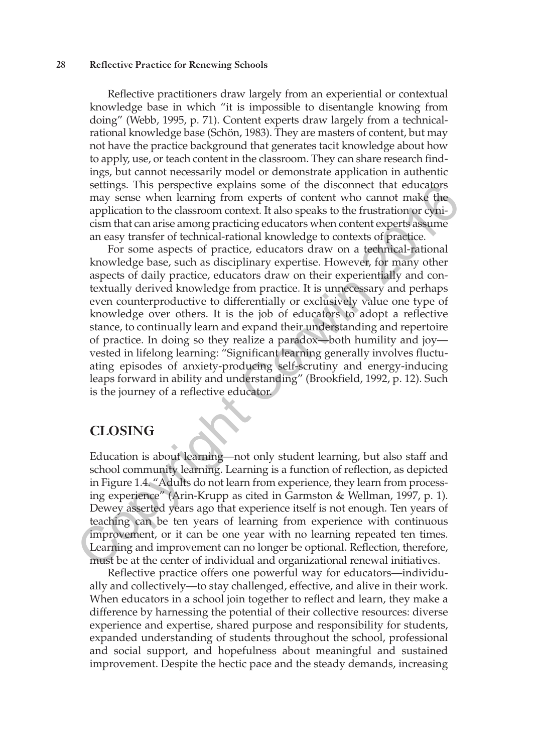Reflective practitioners draw largely from an experiential or contextual knowledge base in which "it is impossible to disentangle knowing from doing" (Webb, 1995, p. 71). Content experts draw largely from a technical-rational knowledge base (Schön, 1983). They are masters of content, but may not have the practice background that generates tacit knowledge about how to apply, use, or teach content in the classroom. They can share research findings, but cannot necessarily model or demonstrate application in authentic settings. This perspective explains some of the disconnect that educators may sense when learning from experts of content who cannot make the application to the classroom context. It also speaks to the frustration or cynicism that can arise among practicing educators when content experts assume an easy transfer of technical-rational knowledge to contexts of practice.

For some aspects of practice, educators draw on a technical-rational knowledge base, such as disciplinary expertise. However, for many other aspects of daily practice, educators draw on their experientially and contextually derived knowledge from practice. It is unnecessary and perhaps even counterproductive to differentially or exclusively value one type of knowledge over others. It is the job of educators to adopt a reflective stance, to continually learn and expand their understanding and repertoire of practice. In doing so they realize a paradox—both humility and joy—vested in lifelong learning: "Significant learning generally involves fluctuating episodes of anxiety-producing self-scrutiny and energy-inducing leaps forward in ability and understanding" (Brookfield, 1992, p. 12). Such is the journey of a reflective educator.

## CLOSING

Education is about learning—not only student learning, but also staff and school community learning. Learning is a function of reflection, as depicted in Figure 1.4. "Adults do not learn from experience, they learn from processing experience" (Arin-Krupp as cited in Garmston & Wellman, 1997, p. 1). Dewey asserted years ago that experience itself is not enough. Ten years of teaching can be ten years of learning from experience with continuous improvement, or it can be one year with no learning repeated ten times. Learning and improvement can no longer be optional. Reflection, therefore, must be at the center of individual and organizational renewal initiatives.

Reflective practice offers one powerful way for educators—individually and collectively—to stay challenged, effective, and alive in their work. When educators in a school join together to reflect and learn, they make a difference by harnessing the potential of their collective resources: diverse experience and expertise, shared purpose and responsibility for students, expanded understanding of students throughout the school, professional and social support, and hopefulness about meaningful and sustained improvement. Despite the hectic pace and the steady demands, increasing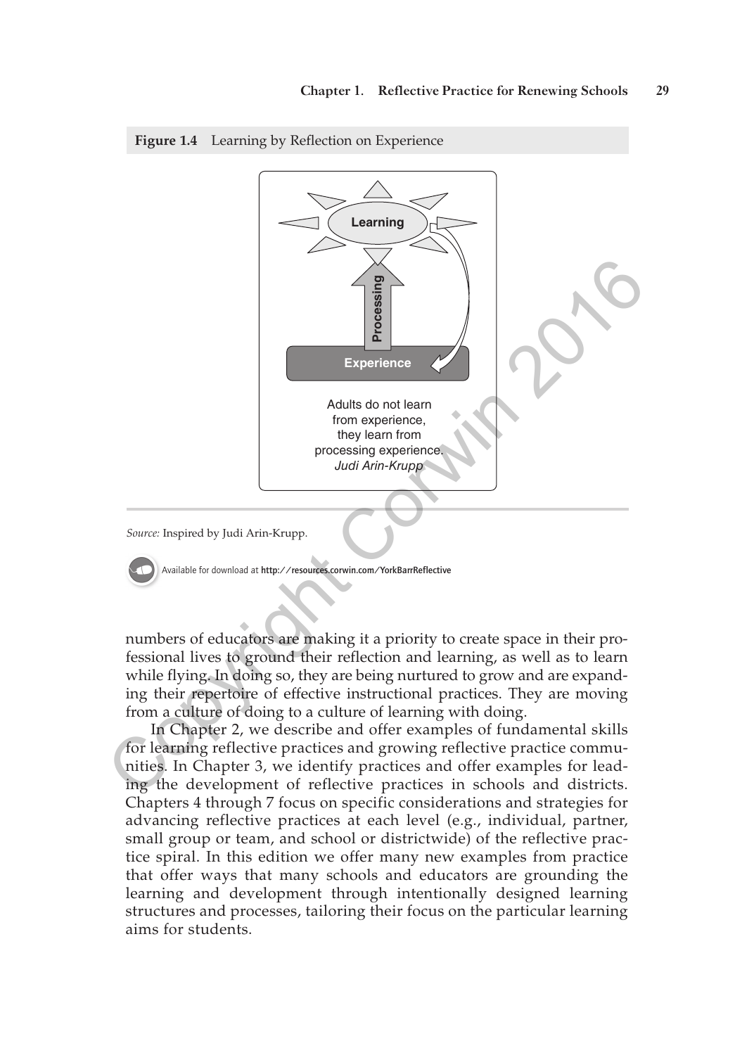**Figure 1.4** Learning by Reflection on Experience

Learning

Processing

Experience

Adults do not learn from experience, they learn from processing experience.
*Judi Arin-Krupp*

*Source:* Inspired by Judi Arin-Krupp.

Available for download at **http://resources.corwin.com/YorkBarrReflective**

numbers of educators are making it a priority to create space in their professional lives to ground their reflection and learning, as well as to learn while flying. In doing so, they are being nurtured to grow and are expanding their repertoire of effective instructional practices. They are moving from a culture of doing to a culture of learning with doing.

In Chapter 2, we describe and offer examples of fundamental skills for learning reflective practices and growing reflective practice communities. In Chapter 3, we identify practices and offer examples for leading the development of reflective practices in schools and districts. Chapters 4 through 7 focus on specific considerations and strategies for advancing reflective practices at each level (e.g., individual, partner, small group or team, and school or districtwide) of the reflective practice spiral. In this edition we offer many new examples from practice that offer ways that many schools and educators are grounding the learning and development through intentionally designed learning structures and processes, tailoring their focus on the particular learning aims for students.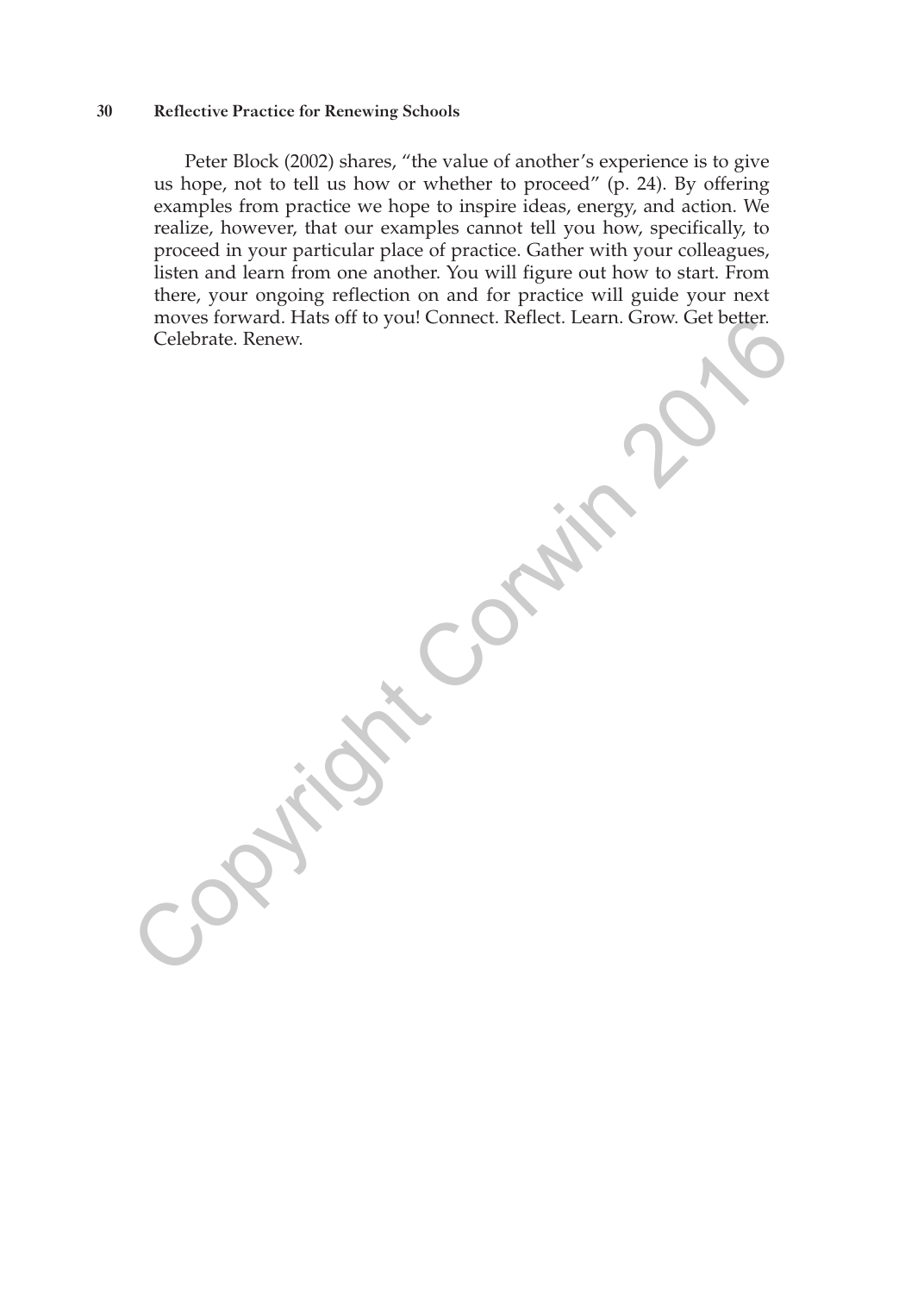Peter Block (2002) shares, "the value of another's experience is to give us hope, not to tell us how or whether to proceed" (p. 24). By offering examples from practice we hope to inspire ideas, energy, and action. We realize, however, that our examples cannot tell you how, specifically, to proceed in your particular place of practice. Gather with your colleagues, listen and learn from one another. You will figure out how to start. From there, your ongoing reflection on and for practice will guide your next moves forward. Hats off to you! Connect. Reflect. Learn. Grow. Get better. Celebrate. Renew.